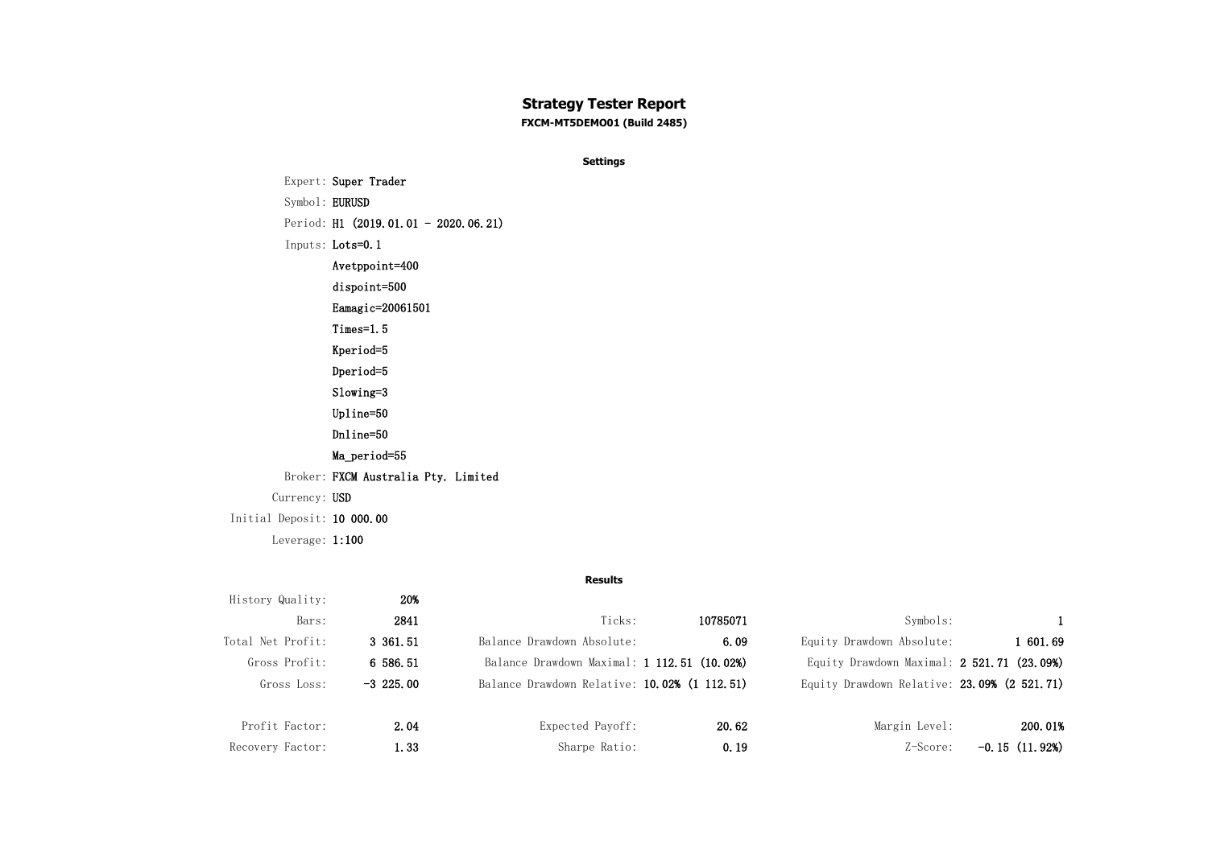# Strategy Tester Report

**FXCM-MT5DEMO01 (Build 2485)**

## Settings

| | |
|---|---|
| Expert: | Super Trader |
| Symbol: | EURUSD |
| Period: | H1 (2019.01.01 - 2020.06.21) |
| Inputs: | Lots=0.1 |
| | Avetppoint=400 |
| | dispoint=500 |
| | Eamagic=20061501 |
| | Times=1.5 |
| | Kperiod=5 |
| | Dperiod=5 |
| | Slowing=3 |
| | Upline=50 |
| | Dnline=50 |
| | Ma_period=55 |
| Broker: | FXCM Australia Pty. Limited |
| Currency: | USD |
| Initial Deposit: | 10 000.00 |
| Leverage: | 1:100 |

## Results

| | | | | | |
|---|---|---|---|---|---|
| History Quality: | 20% | | | | |
| Bars: | 2841 | Ticks: | 10785071 | Symbols: | 1 |
| Total Net Profit: | 3 361.51 | Balance Drawdown Absolute: | 6.09 | Equity Drawdown Absolute: | 1 601.69 |
| Gross Profit: | 6 586.51 | Balance Drawdown Maximal: | 1 112.51 (10.02%) | Equity Drawdown Maximal: | 2 521.71 (23.09%) |
| Gross Loss: | -3 225.00 | Balance Drawdown Relative: | 10.02% (1 112.51) | Equity Drawdown Relative: | 23.09% (2 521.71) |
| | | | | | |
| Profit Factor: | 2.04 | Expected Payoff: | 20.62 | Margin Level: | 200.01% |
| Recovery Factor: | 1.33 | Sharpe Ratio: | 0.19 | Z-Score: | -0.15 (11.92%) |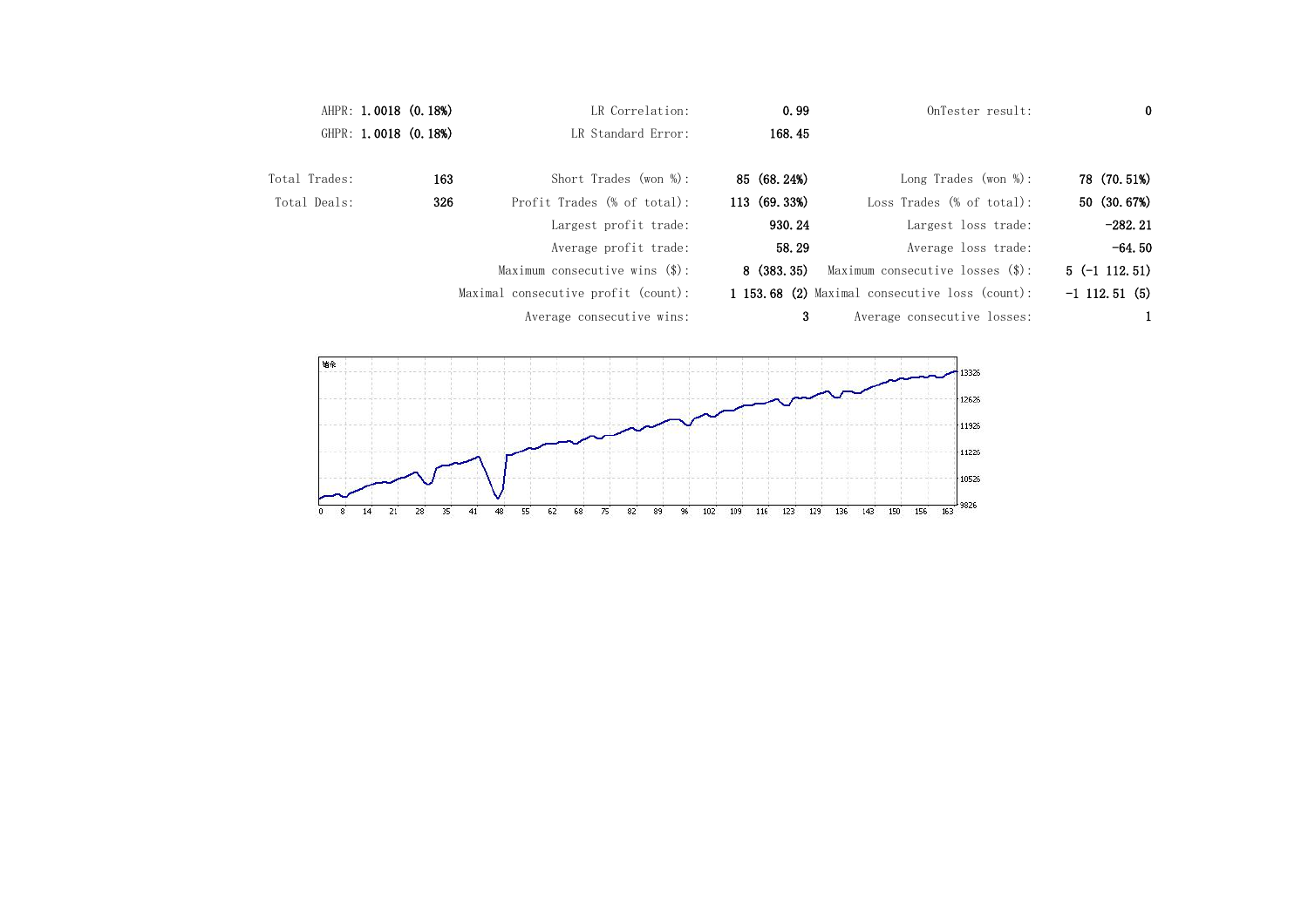| | | | | | |
|---|---|---|---|---|---|
| AHPR: | 1.0018 (0.18%) | LR Correlation: | 0.99 | OnTester result: | 0 |
| GHPR: | 1.0018 (0.18%) | LR Standard Error: | 168.45 | | |
| Total Trades: | 163 | Short Trades (won %): | 85 (68.24%) | Long Trades (won %): | 78 (70.51%) |
| Total Deals: | 326 | Profit Trades (% of total): | 113 (69.33%) | Loss Trades (% of total): | 50 (30.67%) |
| | | Largest profit trade: | 930.24 | Largest loss trade: | -282.21 |
| | | Average profit trade: | 58.29 | Average loss trade: | -64.50 |
| | | Maximum consecutive wins ($): | 8 (383.35) | Maximum consecutive losses ($): | 5 (-1 112.51) |
| | | Maximal consecutive profit (count): | 1 153.68 (2) | Maximal consecutive loss (count): | -1 112.51 (5) |
| | | Average consecutive wins: | 3 | Average consecutive losses: | 1 |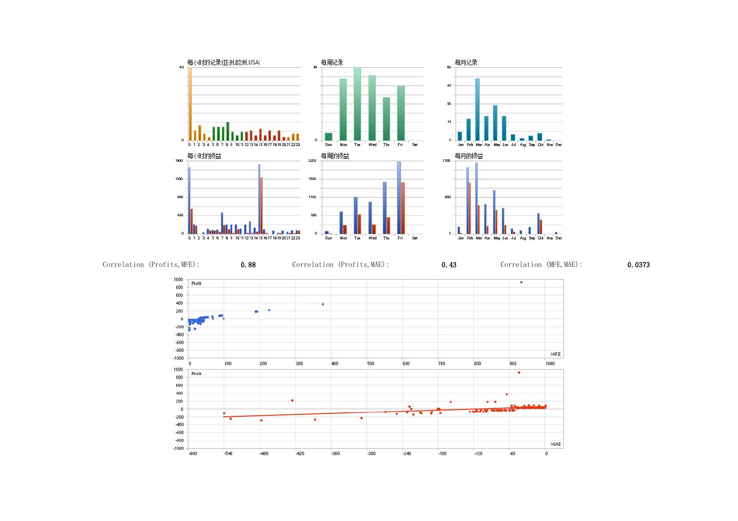每小时的记录(亚洲,欧洲,USA)

每周记录

每月记录

每小时的损益

每周的损益

每月的损益

Correlation (Profits,MFE): **0.88**

Correlation (Profits,MAE): **0.43**

Correlation (MFE,MAE): **0.0373**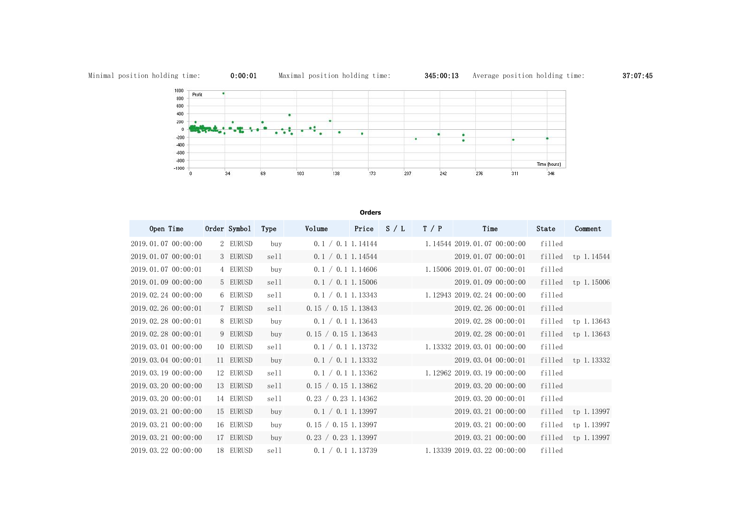Minimal position holding time: **0:00:01** Maximal position holding time: **345:00:13** Average position holding time: **37:07:45**

**Orders**

| Open Time | Order | Symbol | Type | Volume | Price | S / L | T / P | Time | State | Comment |
|---|---|---|---|---|---|---|---|---|---|---|
| 2019.01.07 00:00:00 | 2 | EURUSD | buy | 0.1 / 0.1 | 1.14144 | | 1.14544 | 2019.01.07 00:00:00 | filled | |
| 2019.01.07 00:00:01 | 3 | EURUSD | sell | 0.1 / 0.1 | 1.14544 | | | 2019.01.07 00:00:01 | filled | tp 1.14544 |
| 2019.01.07 00:00:01 | 4 | EURUSD | buy | 0.1 / 0.1 | 1.14606 | | 1.15006 | 2019.01.07 00:00:01 | filled | |
| 2019.01.09 00:00:00 | 5 | EURUSD | sell | 0.1 / 0.1 | 1.15006 | | | 2019.01.09 00:00:00 | filled | tp 1.15006 |
| 2019.02.24 00:00:00 | 6 | EURUSD | sell | 0.1 / 0.1 | 1.13343 | | 1.12943 | 2019.02.24 00:00:00 | filled | |
| 2019.02.26 00:00:01 | 7 | EURUSD | sell | 0.15 / 0.15 | 1.13843 | | | 2019.02.26 00:00:01 | filled | |
| 2019.02.28 00:00:01 | 8 | EURUSD | buy | 0.1 / 0.1 | 1.13643 | | | 2019.02.28 00:00:01 | filled | tp 1.13643 |
| 2019.02.28 00:00:01 | 9 | EURUSD | buy | 0.15 / 0.15 | 1.13643 | | | 2019.02.28 00:00:01 | filled | tp 1.13643 |
| 2019.03.01 00:00:00 | 10 | EURUSD | sell | 0.1 / 0.1 | 1.13732 | | 1.13332 | 2019.03.01 00:00:00 | filled | |
| 2019.03.04 00:00:01 | 11 | EURUSD | buy | 0.1 / 0.1 | 1.13332 | | | 2019.03.04 00:00:01 | filled | tp 1.13332 |
| 2019.03.19 00:00:00 | 12 | EURUSD | sell | 0.1 / 0.1 | 1.13362 | | 1.12962 | 2019.03.19 00:00:00 | filled | |
| 2019.03.20 00:00:00 | 13 | EURUSD | sell | 0.15 / 0.15 | 1.13862 | | | 2019.03.20 00:00:00 | filled | |
| 2019.03.20 00:00:01 | 14 | EURUSD | sell | 0.23 / 0.23 | 1.14362 | | | 2019.03.20 00:00:01 | filled | |
| 2019.03.21 00:00:00 | 15 | EURUSD | buy | 0.1 / 0.1 | 1.13997 | | | 2019.03.21 00:00:00 | filled | tp 1.13997 |
| 2019.03.21 00:00:00 | 16 | EURUSD | buy | 0.15 / 0.15 | 1.13997 | | | 2019.03.21 00:00:00 | filled | tp 1.13997 |
| 2019.03.21 00:00:00 | 17 | EURUSD | buy | 0.23 / 0.23 | 1.13997 | | | 2019.03.21 00:00:00 | filled | tp 1.13997 |
| 2019.03.22 00:00:00 | 18 | EURUSD | sell | 0.1 / 0.1 | 1.13739 | | 1.13339 | 2019.03.22 00:00:00 | filled | |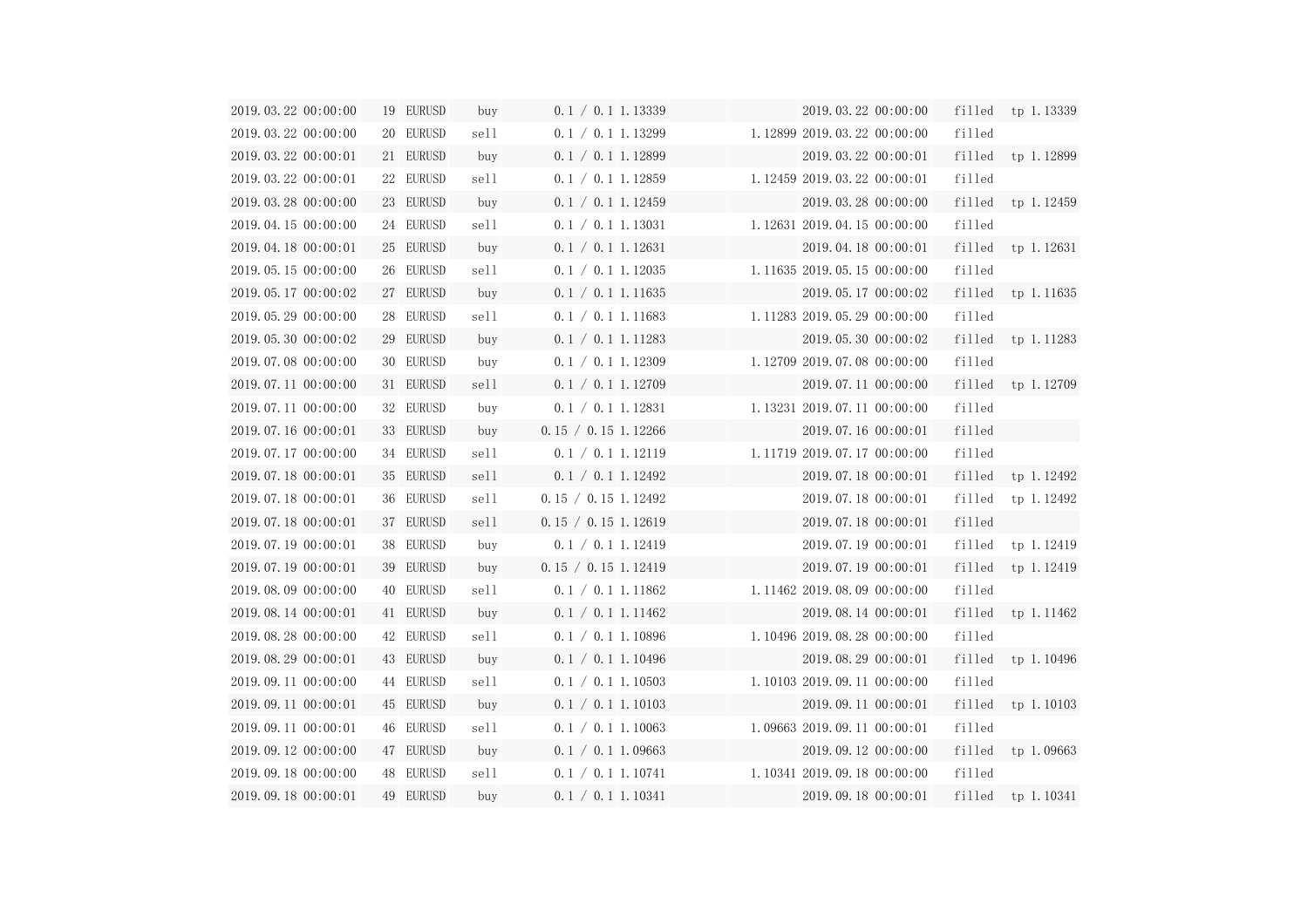| | | | | | | | | | |
|---|---|---|---|---|---|---|---|---|---|
| 2019.03.22 00:00:00 | 19 | EURUSD | buy | 0.1 / 0.1 | 1.13339 | | 2019.03.22 00:00:00 | filled | tp 1.13339 |
| 2019.03.22 00:00:00 | 20 | EURUSD | sell | 0.1 / 0.1 | 1.13299 | 1.12899 | 2019.03.22 00:00:00 | filled | |
| 2019.03.22 00:00:01 | 21 | EURUSD | buy | 0.1 / 0.1 | 1.12899 | | 2019.03.22 00:00:01 | filled | tp 1.12899 |
| 2019.03.22 00:00:01 | 22 | EURUSD | sell | 0.1 / 0.1 | 1.12859 | 1.12459 | 2019.03.22 00:00:01 | filled | |
| 2019.03.28 00:00:00 | 23 | EURUSD | buy | 0.1 / 0.1 | 1.12459 | | 2019.03.28 00:00:00 | filled | tp 1.12459 |
| 2019.04.15 00:00:00 | 24 | EURUSD | sell | 0.1 / 0.1 | 1.13031 | 1.12631 | 2019.04.15 00:00:00 | filled | |
| 2019.04.18 00:00:01 | 25 | EURUSD | buy | 0.1 / 0.1 | 1.12631 | | 2019.04.18 00:00:01 | filled | tp 1.12631 |
| 2019.05.15 00:00:00 | 26 | EURUSD | sell | 0.1 / 0.1 | 1.12035 | 1.11635 | 2019.05.15 00:00:00 | filled | |
| 2019.05.17 00:00:02 | 27 | EURUSD | buy | 0.1 / 0.1 | 1.11635 | | 2019.05.17 00:00:02 | filled | tp 1.11635 |
| 2019.05.29 00:00:00 | 28 | EURUSD | sell | 0.1 / 0.1 | 1.11683 | 1.11283 | 2019.05.29 00:00:00 | filled | |
| 2019.05.30 00:00:02 | 29 | EURUSD | buy | 0.1 / 0.1 | 1.11283 | | 2019.05.30 00:00:02 | filled | tp 1.11283 |
| 2019.07.08 00:00:00 | 30 | EURUSD | buy | 0.1 / 0.1 | 1.12309 | 1.12709 | 2019.07.08 00:00:00 | filled | |
| 2019.07.11 00:00:00 | 31 | EURUSD | sell | 0.1 / 0.1 | 1.12709 | | 2019.07.11 00:00:00 | filled | tp 1.12709 |
| 2019.07.11 00:00:00 | 32 | EURUSD | buy | 0.1 / 0.1 | 1.12831 | 1.13231 | 2019.07.11 00:00:00 | filled | |
| 2019.07.16 00:00:01 | 33 | EURUSD | buy | 0.15 / 0.15 | 1.12266 | | 2019.07.16 00:00:01 | filled | |
| 2019.07.17 00:00:00 | 34 | EURUSD | sell | 0.1 / 0.1 | 1.12119 | 1.11719 | 2019.07.17 00:00:00 | filled | |
| 2019.07.18 00:00:01 | 35 | EURUSD | sell | 0.1 / 0.1 | 1.12492 | | 2019.07.18 00:00:01 | filled | tp 1.12492 |
| 2019.07.18 00:00:01 | 36 | EURUSD | sell | 0.15 / 0.15 | 1.12492 | | 2019.07.18 00:00:01 | filled | tp 1.12492 |
| 2019.07.18 00:00:01 | 37 | EURUSD | sell | 0.15 / 0.15 | 1.12619 | | 2019.07.18 00:00:01 | filled | |
| 2019.07.19 00:00:01 | 38 | EURUSD | buy | 0.1 / 0.1 | 1.12419 | | 2019.07.19 00:00:01 | filled | tp 1.12419 |
| 2019.07.19 00:00:01 | 39 | EURUSD | buy | 0.15 / 0.15 | 1.12419 | | 2019.07.19 00:00:01 | filled | tp 1.12419 |
| 2019.08.09 00:00:00 | 40 | EURUSD | sell | 0.1 / 0.1 | 1.11862 | 1.11462 | 2019.08.09 00:00:00 | filled | |
| 2019.08.14 00:00:01 | 41 | EURUSD | buy | 0.1 / 0.1 | 1.11462 | | 2019.08.14 00:00:01 | filled | tp 1.11462 |
| 2019.08.28 00:00:00 | 42 | EURUSD | sell | 0.1 / 0.1 | 1.10896 | 1.10496 | 2019.08.28 00:00:00 | filled | |
| 2019.08.29 00:00:01 | 43 | EURUSD | buy | 0.1 / 0.1 | 1.10496 | | 2019.08.29 00:00:01 | filled | tp 1.10496 |
| 2019.09.11 00:00:00 | 44 | EURUSD | sell | 0.1 / 0.1 | 1.10503 | 1.10103 | 2019.09.11 00:00:00 | filled | |
| 2019.09.11 00:00:01 | 45 | EURUSD | buy | 0.1 / 0.1 | 1.10103 | | 2019.09.11 00:00:01 | filled | tp 1.10103 |
| 2019.09.11 00:00:01 | 46 | EURUSD | sell | 0.1 / 0.1 | 1.10063 | 1.09663 | 2019.09.11 00:00:01 | filled | |
| 2019.09.12 00:00:00 | 47 | EURUSD | buy | 0.1 / 0.1 | 1.09663 | | 2019.09.12 00:00:00 | filled | tp 1.09663 |
| 2019.09.18 00:00:00 | 48 | EURUSD | sell | 0.1 / 0.1 | 1.10741 | 1.10341 | 2019.09.18 00:00:00 | filled | |
| 2019.09.18 00:00:01 | 49 | EURUSD | buy | 0.1 / 0.1 | 1.10341 | | 2019.09.18 00:00:01 | filled | tp 1.10341 |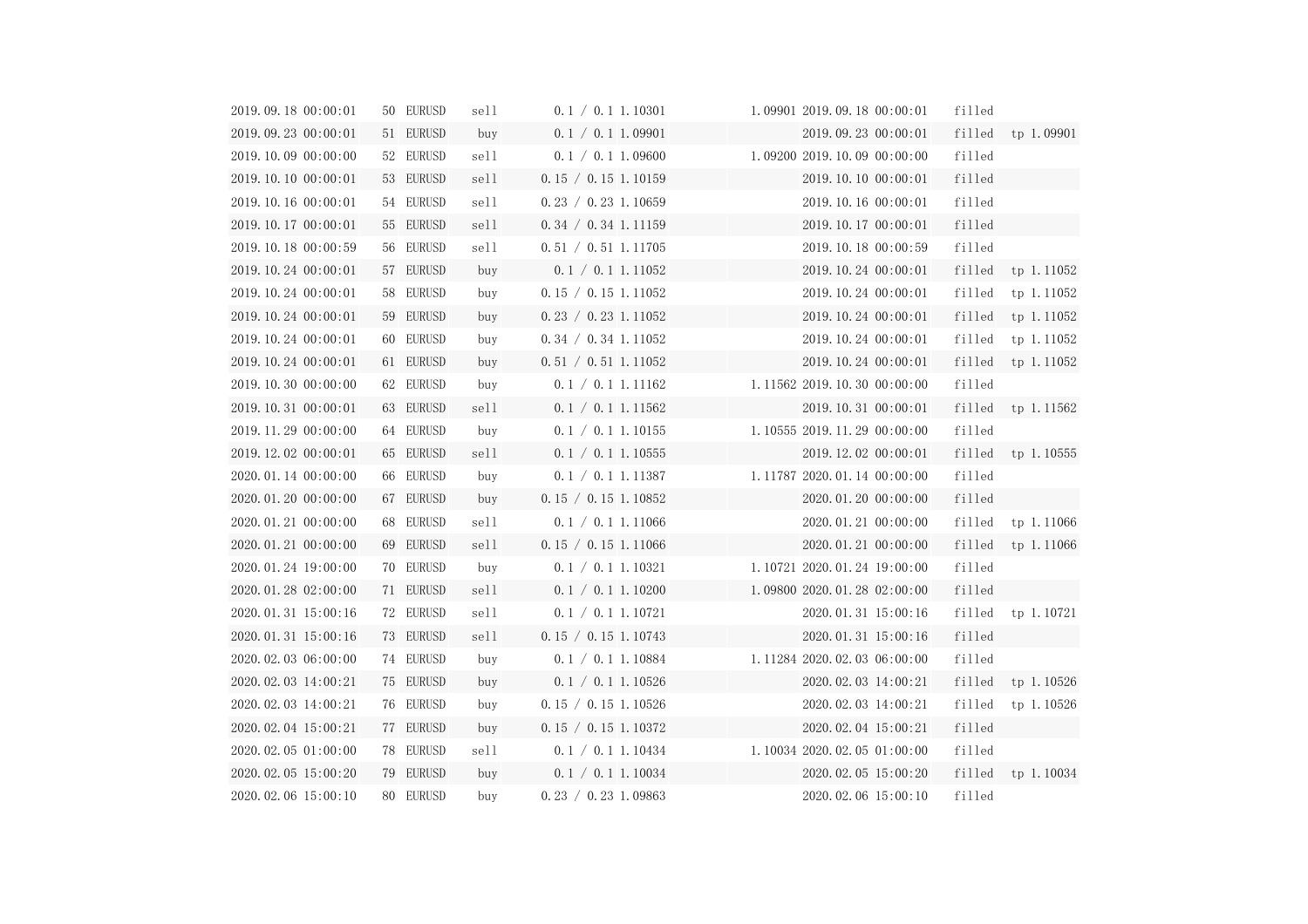| | | | | | | | | | | |
|---|---|---|---|---|---|---|---|---|---|---|
| 2019.09.18 00:00:01 | 50 | EURUSD | sell | 0.1 / 0.1 | 1.10301 | | 1.09901 | 2019.09.18 00:00:01 | filled | |
| 2019.09.23 00:00:01 | 51 | EURUSD | buy | 0.1 / 0.1 | 1.09901 | | | 2019.09.23 00:00:01 | filled | tp 1.09901 |
| 2019.10.09 00:00:00 | 52 | EURUSD | sell | 0.1 / 0.1 | 1.09600 | | 1.09200 | 2019.10.09 00:00:00 | filled | |
| 2019.10.10 00:00:01 | 53 | EURUSD | sell | 0.15 / 0.15 | 1.10159 | | | 2019.10.10 00:00:01 | filled | |
| 2019.10.16 00:00:01 | 54 | EURUSD | sell | 0.23 / 0.23 | 1.10659 | | | 2019.10.16 00:00:01 | filled | |
| 2019.10.17 00:00:01 | 55 | EURUSD | sell | 0.34 / 0.34 | 1.11159 | | | 2019.10.17 00:00:01 | filled | |
| 2019.10.18 00:00:59 | 56 | EURUSD | sell | 0.51 / 0.51 | 1.11705 | | | 2019.10.18 00:00:59 | filled | |
| 2019.10.24 00:00:01 | 57 | EURUSD | buy | 0.1 / 0.1 | 1.11052 | | | 2019.10.24 00:00:01 | filled | tp 1.11052 |
| 2019.10.24 00:00:01 | 58 | EURUSD | buy | 0.15 / 0.15 | 1.11052 | | | 2019.10.24 00:00:01 | filled | tp 1.11052 |
| 2019.10.24 00:00:01 | 59 | EURUSD | buy | 0.23 / 0.23 | 1.11052 | | | 2019.10.24 00:00:01 | filled | tp 1.11052 |
| 2019.10.24 00:00:01 | 60 | EURUSD | buy | 0.34 / 0.34 | 1.11052 | | | 2019.10.24 00:00:01 | filled | tp 1.11052 |
| 2019.10.24 00:00:01 | 61 | EURUSD | buy | 0.51 / 0.51 | 1.11052 | | | 2019.10.24 00:00:01 | filled | tp 1.11052 |
| 2019.10.30 00:00:00 | 62 | EURUSD | buy | 0.1 / 0.1 | 1.11162 | | 1.11562 | 2019.10.30 00:00:00 | filled | |
| 2019.10.31 00:00:01 | 63 | EURUSD | sell | 0.1 / 0.1 | 1.11562 | | | 2019.10.31 00:00:01 | filled | tp 1.11562 |
| 2019.11.29 00:00:00 | 64 | EURUSD | buy | 0.1 / 0.1 | 1.10155 | | 1.10555 | 2019.11.29 00:00:00 | filled | |
| 2019.12.02 00:00:01 | 65 | EURUSD | sell | 0.1 / 0.1 | 1.10555 | | | 2019.12.02 00:00:01 | filled | tp 1.10555 |
| 2020.01.14 00:00:00 | 66 | EURUSD | buy | 0.1 / 0.1 | 1.11387 | | 1.11787 | 2020.01.14 00:00:00 | filled | |
| 2020.01.20 00:00:00 | 67 | EURUSD | buy | 0.15 / 0.15 | 1.10852 | | | 2020.01.20 00:00:00 | filled | |
| 2020.01.21 00:00:00 | 68 | EURUSD | sell | 0.1 / 0.1 | 1.11066 | | | 2020.01.21 00:00:00 | filled | tp 1.11066 |
| 2020.01.21 00:00:00 | 69 | EURUSD | sell | 0.15 / 0.15 | 1.11066 | | | 2020.01.21 00:00:00 | filled | tp 1.11066 |
| 2020.01.24 19:00:00 | 70 | EURUSD | buy | 0.1 / 0.1 | 1.10321 | | 1.10721 | 2020.01.24 19:00:00 | filled | |
| 2020.01.28 02:00:00 | 71 | EURUSD | sell | 0.1 / 0.1 | 1.10200 | | 1.09800 | 2020.01.28 02:00:00 | filled | |
| 2020.01.31 15:00:16 | 72 | EURUSD | sell | 0.1 / 0.1 | 1.10721 | | | 2020.01.31 15:00:16 | filled | tp 1.10721 |
| 2020.01.31 15:00:16 | 73 | EURUSD | sell | 0.15 / 0.15 | 1.10743 | | | 2020.01.31 15:00:16 | filled | |
| 2020.02.03 06:00:00 | 74 | EURUSD | buy | 0.1 / 0.1 | 1.10884 | | 1.11284 | 2020.02.03 06:00:00 | filled | |
| 2020.02.03 14:00:21 | 75 | EURUSD | buy | 0.1 / 0.1 | 1.10526 | | | 2020.02.03 14:00:21 | filled | tp 1.10526 |
| 2020.02.03 14:00:21 | 76 | EURUSD | buy | 0.15 / 0.15 | 1.10526 | | | 2020.02.03 14:00:21 | filled | tp 1.10526 |
| 2020.02.04 15:00:21 | 77 | EURUSD | buy | 0.15 / 0.15 | 1.10372 | | | 2020.02.04 15:00:21 | filled | |
| 2020.02.05 01:00:00 | 78 | EURUSD | sell | 0.1 / 0.1 | 1.10434 | | 1.10034 | 2020.02.05 01:00:00 | filled | |
| 2020.02.05 15:00:20 | 79 | EURUSD | buy | 0.1 / 0.1 | 1.10034 | | | 2020.02.05 15:00:20 | filled | tp 1.10034 |
| 2020.02.06 15:00:10 | 80 | EURUSD | buy | 0.23 / 0.23 | 1.09863 | | | 2020.02.06 15:00:10 | filled | |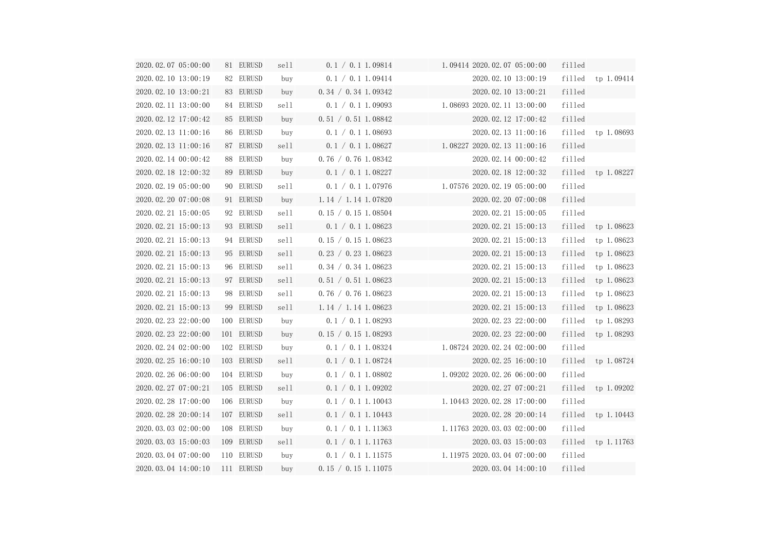| | | | | | | | | | | |
|---|---|---|---|---|---|---|---|---|---|---|
| 2020.02.07 05:00:00 | 81 | EURUSD | sell | 0.1 / 0.1 | 1.09814 | | 1.09414 | 2020.02.07 05:00:00 | filled | |
| 2020.02.10 13:00:19 | 82 | EURUSD | buy | 0.1 / 0.1 | 1.09414 | | | 2020.02.10 13:00:19 | filled | tp 1.09414 |
| 2020.02.10 13:00:21 | 83 | EURUSD | buy | 0.34 / 0.34 | 1.09342 | | | 2020.02.10 13:00:21 | filled | |
| 2020.02.11 13:00:00 | 84 | EURUSD | sell | 0.1 / 0.1 | 1.09093 | | 1.08693 | 2020.02.11 13:00:00 | filled | |
| 2020.02.12 17:00:42 | 85 | EURUSD | buy | 0.51 / 0.51 | 1.08842 | | | 2020.02.12 17:00:42 | filled | |
| 2020.02.13 11:00:16 | 86 | EURUSD | buy | 0.1 / 0.1 | 1.08693 | | | 2020.02.13 11:00:16 | filled | tp 1.08693 |
| 2020.02.13 11:00:16 | 87 | EURUSD | sell | 0.1 / 0.1 | 1.08627 | | 1.08227 | 2020.02.13 11:00:16 | filled | |
| 2020.02.14 00:00:42 | 88 | EURUSD | buy | 0.76 / 0.76 | 1.08342 | | | 2020.02.14 00:00:42 | filled | |
| 2020.02.18 12:00:32 | 89 | EURUSD | buy | 0.1 / 0.1 | 1.08227 | | | 2020.02.18 12:00:32 | filled | tp 1.08227 |
| 2020.02.19 05:00:00 | 90 | EURUSD | sell | 0.1 / 0.1 | 1.07976 | | 1.07576 | 2020.02.19 05:00:00 | filled | |
| 2020.02.20 07:00:08 | 91 | EURUSD | buy | 1.14 / 1.14 | 1.07820 | | | 2020.02.20 07:00:08 | filled | |
| 2020.02.21 15:00:05 | 92 | EURUSD | sell | 0.15 / 0.15 | 1.08504 | | | 2020.02.21 15:00:05 | filled | |
| 2020.02.21 15:00:13 | 93 | EURUSD | sell | 0.1 / 0.1 | 1.08623 | | | 2020.02.21 15:00:13 | filled | tp 1.08623 |
| 2020.02.21 15:00:13 | 94 | EURUSD | sell | 0.15 / 0.15 | 1.08623 | | | 2020.02.21 15:00:13 | filled | tp 1.08623 |
| 2020.02.21 15:00:13 | 95 | EURUSD | sell | 0.23 / 0.23 | 1.08623 | | | 2020.02.21 15:00:13 | filled | tp 1.08623 |
| 2020.02.21 15:00:13 | 96 | EURUSD | sell | 0.34 / 0.34 | 1.08623 | | | 2020.02.21 15:00:13 | filled | tp 1.08623 |
| 2020.02.21 15:00:13 | 97 | EURUSD | sell | 0.51 / 0.51 | 1.08623 | | | 2020.02.21 15:00:13 | filled | tp 1.08623 |
| 2020.02.21 15:00:13 | 98 | EURUSD | sell | 0.76 / 0.76 | 1.08623 | | | 2020.02.21 15:00:13 | filled | tp 1.08623 |
| 2020.02.21 15:00:13 | 99 | EURUSD | sell | 1.14 / 1.14 | 1.08623 | | | 2020.02.21 15:00:13 | filled | tp 1.08623 |
| 2020.02.23 22:00:00 | 100 | EURUSD | buy | 0.1 / 0.1 | 1.08293 | | | 2020.02.23 22:00:00 | filled | tp 1.08293 |
| 2020.02.23 22:00:00 | 101 | EURUSD | buy | 0.15 / 0.15 | 1.08293 | | | 2020.02.23 22:00:00 | filled | tp 1.08293 |
| 2020.02.24 02:00:00 | 102 | EURUSD | buy | 0.1 / 0.1 | 1.08324 | | 1.08724 | 2020.02.24 02:00:00 | filled | |
| 2020.02.25 16:00:10 | 103 | EURUSD | sell | 0.1 / 0.1 | 1.08724 | | | 2020.02.25 16:00:10 | filled | tp 1.08724 |
| 2020.02.26 06:00:00 | 104 | EURUSD | buy | 0.1 / 0.1 | 1.08802 | | 1.09202 | 2020.02.26 06:00:00 | filled | |
| 2020.02.27 07:00:21 | 105 | EURUSD | sell | 0.1 / 0.1 | 1.09202 | | | 2020.02.27 07:00:21 | filled | tp 1.09202 |
| 2020.02.28 17:00:00 | 106 | EURUSD | buy | 0.1 / 0.1 | 1.10043 | | 1.10443 | 2020.02.28 17:00:00 | filled | |
| 2020.02.28 20:00:14 | 107 | EURUSD | sell | 0.1 / 0.1 | 1.10443 | | | 2020.02.28 20:00:14 | filled | tp 1.10443 |
| 2020.03.03 02:00:00 | 108 | EURUSD | buy | 0.1 / 0.1 | 1.11363 | | 1.11763 | 2020.03.03 02:00:00 | filled | |
| 2020.03.03 15:00:03 | 109 | EURUSD | sell | 0.1 / 0.1 | 1.11763 | | | 2020.03.03 15:00:03 | filled | tp 1.11763 |
| 2020.03.04 07:00:00 | 110 | EURUSD | buy | 0.1 / 0.1 | 1.11575 | | 1.11975 | 2020.03.04 07:00:00 | filled | |
| 2020.03.04 14:00:10 | 111 | EURUSD | buy | 0.15 / 0.15 | 1.11075 | | | 2020.03.04 14:00:10 | filled | |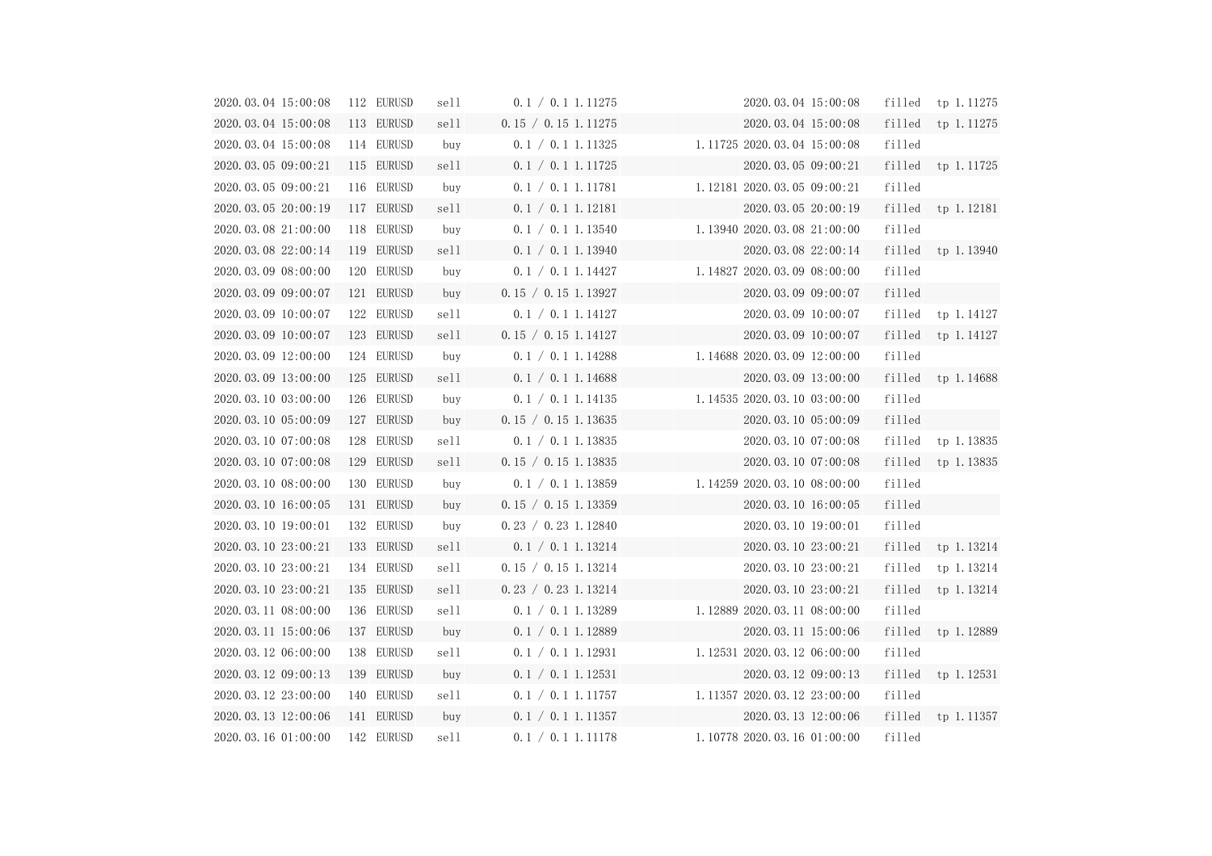| | | | | | | | | | |
|---|---|---|---|---|---|---|---|---|---|
| 2020.03.04 15:00:08 | 112 | EURUSD | sell | 0.1 / 0.1 | 1.11275 | | 2020.03.04 15:00:08 | filled | tp 1.11275 |
| 2020.03.04 15:00:08 | 113 | EURUSD | sell | 0.15 / 0.15 | 1.11275 | | 2020.03.04 15:00:08 | filled | tp 1.11275 |
| 2020.03.04 15:00:08 | 114 | EURUSD | buy | 0.1 / 0.1 | 1.11325 | 1.11725 | 2020.03.04 15:00:08 | filled | |
| 2020.03.05 09:00:21 | 115 | EURUSD | sell | 0.1 / 0.1 | 1.11725 | | 2020.03.05 09:00:21 | filled | tp 1.11725 |
| 2020.03.05 09:00:21 | 116 | EURUSD | buy | 0.1 / 0.1 | 1.11781 | 1.12181 | 2020.03.05 09:00:21 | filled | |
| 2020.03.05 20:00:19 | 117 | EURUSD | sell | 0.1 / 0.1 | 1.12181 | | 2020.03.05 20:00:19 | filled | tp 1.12181 |
| 2020.03.08 21:00:00 | 118 | EURUSD | buy | 0.1 / 0.1 | 1.13540 | 1.13940 | 2020.03.08 21:00:00 | filled | |
| 2020.03.08 22:00:14 | 119 | EURUSD | sell | 0.1 / 0.1 | 1.13940 | | 2020.03.08 22:00:14 | filled | tp 1.13940 |
| 2020.03.09 08:00:00 | 120 | EURUSD | buy | 0.1 / 0.1 | 1.14427 | 1.14827 | 2020.03.09 08:00:00 | filled | |
| 2020.03.09 09:00:07 | 121 | EURUSD | buy | 0.15 / 0.15 | 1.13927 | | 2020.03.09 09:00:07 | filled | |
| 2020.03.09 10:00:07 | 122 | EURUSD | sell | 0.1 / 0.1 | 1.14127 | | 2020.03.09 10:00:07 | filled | tp 1.14127 |
| 2020.03.09 10:00:07 | 123 | EURUSD | sell | 0.15 / 0.15 | 1.14127 | | 2020.03.09 10:00:07 | filled | tp 1.14127 |
| 2020.03.09 12:00:00 | 124 | EURUSD | buy | 0.1 / 0.1 | 1.14288 | 1.14688 | 2020.03.09 12:00:00 | filled | |
| 2020.03.09 13:00:00 | 125 | EURUSD | sell | 0.1 / 0.1 | 1.14688 | | 2020.03.09 13:00:00 | filled | tp 1.14688 |
| 2020.03.10 03:00:00 | 126 | EURUSD | buy | 0.1 / 0.1 | 1.14135 | 1.14535 | 2020.03.10 03:00:00 | filled | |
| 2020.03.10 05:00:09 | 127 | EURUSD | buy | 0.15 / 0.15 | 1.13635 | | 2020.03.10 05:00:09 | filled | |
| 2020.03.10 07:00:08 | 128 | EURUSD | sell | 0.1 / 0.1 | 1.13835 | | 2020.03.10 07:00:08 | filled | tp 1.13835 |
| 2020.03.10 07:00:08 | 129 | EURUSD | sell | 0.15 / 0.15 | 1.13835 | | 2020.03.10 07:00:08 | filled | tp 1.13835 |
| 2020.03.10 08:00:00 | 130 | EURUSD | buy | 0.1 / 0.1 | 1.13859 | 1.14259 | 2020.03.10 08:00:00 | filled | |
| 2020.03.10 16:00:05 | 131 | EURUSD | buy | 0.15 / 0.15 | 1.13359 | | 2020.03.10 16:00:05 | filled | |
| 2020.03.10 19:00:01 | 132 | EURUSD | buy | 0.23 / 0.23 | 1.12840 | | 2020.03.10 19:00:01 | filled | |
| 2020.03.10 23:00:21 | 133 | EURUSD | sell | 0.1 / 0.1 | 1.13214 | | 2020.03.10 23:00:21 | filled | tp 1.13214 |
| 2020.03.10 23:00:21 | 134 | EURUSD | sell | 0.15 / 0.15 | 1.13214 | | 2020.03.10 23:00:21 | filled | tp 1.13214 |
| 2020.03.10 23:00:21 | 135 | EURUSD | sell | 0.23 / 0.23 | 1.13214 | | 2020.03.10 23:00:21 | filled | tp 1.13214 |
| 2020.03.11 08:00:00 | 136 | EURUSD | sell | 0.1 / 0.1 | 1.13289 | 1.12889 | 2020.03.11 08:00:00 | filled | |
| 2020.03.11 15:00:06 | 137 | EURUSD | buy | 0.1 / 0.1 | 1.12889 | | 2020.03.11 15:00:06 | filled | tp 1.12889 |
| 2020.03.12 06:00:00 | 138 | EURUSD | sell | 0.1 / 0.1 | 1.12931 | 1.12531 | 2020.03.12 06:00:00 | filled | |
| 2020.03.12 09:00:13 | 139 | EURUSD | buy | 0.1 / 0.1 | 1.12531 | | 2020.03.12 09:00:13 | filled | tp 1.12531 |
| 2020.03.12 23:00:00 | 140 | EURUSD | sell | 0.1 / 0.1 | 1.11757 | 1.11357 | 2020.03.12 23:00:00 | filled | |
| 2020.03.13 12:00:06 | 141 | EURUSD | buy | 0.1 / 0.1 | 1.11357 | | 2020.03.13 12:00:06 | filled | tp 1.11357 |
| 2020.03.16 01:00:00 | 142 | EURUSD | sell | 0.1 / 0.1 | 1.11178 | 1.10778 | 2020.03.16 01:00:00 | filled | |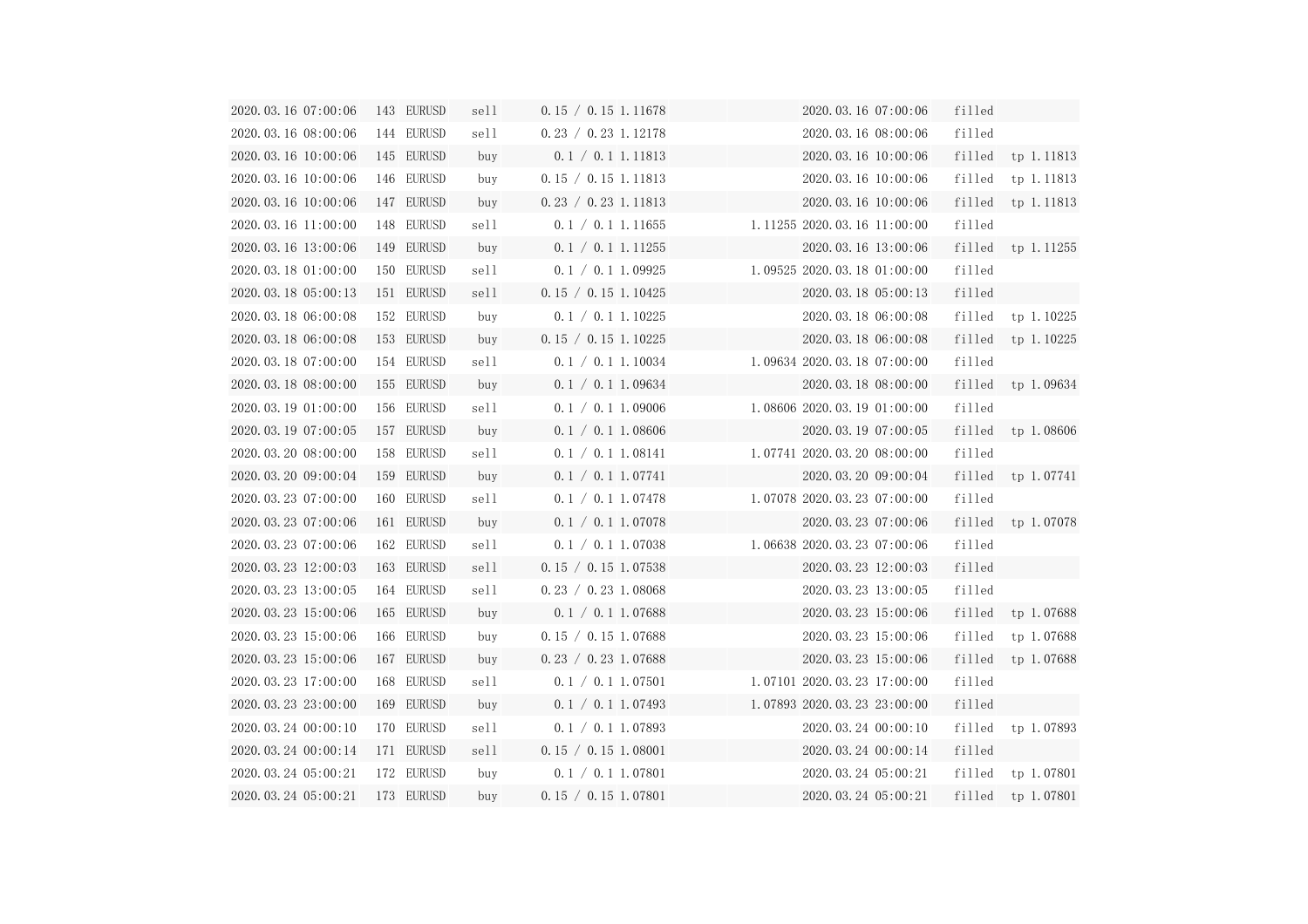| | | | | | | | | | |
|---|---|---|---|---|---|---|---|---|---|
| 2020.03.16 07:00:06 | 143 | EURUSD | sell | 0.15 / 0.15 | 1.11678 | | 2020.03.16 07:00:06 | filled | |
| 2020.03.16 08:00:06 | 144 | EURUSD | sell | 0.23 / 0.23 | 1.12178 | | 2020.03.16 08:00:06 | filled | |
| 2020.03.16 10:00:06 | 145 | EURUSD | buy | 0.1 / 0.1 | 1.11813 | | 2020.03.16 10:00:06 | filled | tp 1.11813 |
| 2020.03.16 10:00:06 | 146 | EURUSD | buy | 0.15 / 0.15 | 1.11813 | | 2020.03.16 10:00:06 | filled | tp 1.11813 |
| 2020.03.16 10:00:06 | 147 | EURUSD | buy | 0.23 / 0.23 | 1.11813 | | 2020.03.16 10:00:06 | filled | tp 1.11813 |
| 2020.03.16 11:00:00 | 148 | EURUSD | sell | 0.1 / 0.1 | 1.11655 | 1.11255 | 2020.03.16 11:00:00 | filled | |
| 2020.03.16 13:00:06 | 149 | EURUSD | buy | 0.1 / 0.1 | 1.11255 | | 2020.03.16 13:00:06 | filled | tp 1.11255 |
| 2020.03.18 01:00:00 | 150 | EURUSD | sell | 0.1 / 0.1 | 1.09925 | 1.09525 | 2020.03.18 01:00:00 | filled | |
| 2020.03.18 05:00:13 | 151 | EURUSD | sell | 0.15 / 0.15 | 1.10425 | | 2020.03.18 05:00:13 | filled | |
| 2020.03.18 06:00:08 | 152 | EURUSD | buy | 0.1 / 0.1 | 1.10225 | | 2020.03.18 06:00:08 | filled | tp 1.10225 |
| 2020.03.18 06:00:08 | 153 | EURUSD | buy | 0.15 / 0.15 | 1.10225 | | 2020.03.18 06:00:08 | filled | tp 1.10225 |
| 2020.03.18 07:00:00 | 154 | EURUSD | sell | 0.1 / 0.1 | 1.10034 | 1.09634 | 2020.03.18 07:00:00 | filled | |
| 2020.03.18 08:00:00 | 155 | EURUSD | buy | 0.1 / 0.1 | 1.09634 | | 2020.03.18 08:00:00 | filled | tp 1.09634 |
| 2020.03.19 01:00:00 | 156 | EURUSD | sell | 0.1 / 0.1 | 1.09006 | 1.08606 | 2020.03.19 01:00:00 | filled | |
| 2020.03.19 07:00:05 | 157 | EURUSD | buy | 0.1 / 0.1 | 1.08606 | | 2020.03.19 07:00:05 | filled | tp 1.08606 |
| 2020.03.20 08:00:00 | 158 | EURUSD | sell | 0.1 / 0.1 | 1.08141 | 1.07741 | 2020.03.20 08:00:00 | filled | |
| 2020.03.20 09:00:04 | 159 | EURUSD | buy | 0.1 / 0.1 | 1.07741 | | 2020.03.20 09:00:04 | filled | tp 1.07741 |
| 2020.03.23 07:00:00 | 160 | EURUSD | sell | 0.1 / 0.1 | 1.07478 | 1.07078 | 2020.03.23 07:00:00 | filled | |
| 2020.03.23 07:00:06 | 161 | EURUSD | buy | 0.1 / 0.1 | 1.07078 | | 2020.03.23 07:00:06 | filled | tp 1.07078 |
| 2020.03.23 07:00:06 | 162 | EURUSD | sell | 0.1 / 0.1 | 1.07038 | 1.06638 | 2020.03.23 07:00:06 | filled | |
| 2020.03.23 12:00:03 | 163 | EURUSD | sell | 0.15 / 0.15 | 1.07538 | | 2020.03.23 12:00:03 | filled | |
| 2020.03.23 13:00:05 | 164 | EURUSD | sell | 0.23 / 0.23 | 1.08068 | | 2020.03.23 13:00:05 | filled | |
| 2020.03.23 15:00:06 | 165 | EURUSD | buy | 0.1 / 0.1 | 1.07688 | | 2020.03.23 15:00:06 | filled | tp 1.07688 |
| 2020.03.23 15:00:06 | 166 | EURUSD | buy | 0.15 / 0.15 | 1.07688 | | 2020.03.23 15:00:06 | filled | tp 1.07688 |
| 2020.03.23 15:00:06 | 167 | EURUSD | buy | 0.23 / 0.23 | 1.07688 | | 2020.03.23 15:00:06 | filled | tp 1.07688 |
| 2020.03.23 17:00:00 | 168 | EURUSD | sell | 0.1 / 0.1 | 1.07501 | 1.07101 | 2020.03.23 17:00:00 | filled | |
| 2020.03.23 23:00:00 | 169 | EURUSD | buy | 0.1 / 0.1 | 1.07493 | 1.07893 | 2020.03.23 23:00:00 | filled | |
| 2020.03.24 00:00:10 | 170 | EURUSD | sell | 0.1 / 0.1 | 1.07893 | | 2020.03.24 00:00:10 | filled | tp 1.07893 |
| 2020.03.24 00:00:14 | 171 | EURUSD | sell | 0.15 / 0.15 | 1.08001 | | 2020.03.24 00:00:14 | filled | |
| 2020.03.24 05:00:21 | 172 | EURUSD | buy | 0.1 / 0.1 | 1.07801 | | 2020.03.24 05:00:21 | filled | tp 1.07801 |
| 2020.03.24 05:00:21 | 173 | EURUSD | buy | 0.15 / 0.15 | 1.07801 | | 2020.03.24 05:00:21 | filled | tp 1.07801 |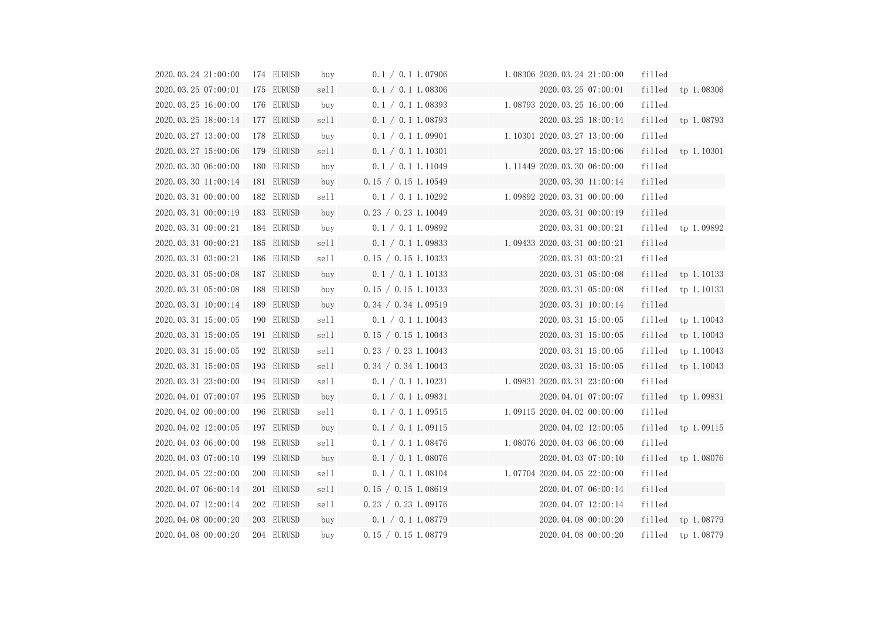| | | | | | | | | | | |
|---|---|---|---|---|---|---|---|---|---|---|
| 2020.03.24 21:00:00 | 174 | EURUSD | buy | 0.1 / 0.1 | 1.07906 | | 1.08306 | 2020.03.24 21:00:00 | filled | |
| 2020.03.25 07:00:01 | 175 | EURUSD | sell | 0.1 / 0.1 | 1.08306 | | | 2020.03.25 07:00:01 | filled | tp 1.08306 |
| 2020.03.25 16:00:00 | 176 | EURUSD | buy | 0.1 / 0.1 | 1.08393 | | 1.08793 | 2020.03.25 16:00:00 | filled | |
| 2020.03.25 18:00:14 | 177 | EURUSD | sell | 0.1 / 0.1 | 1.08793 | | | 2020.03.25 18:00:14 | filled | tp 1.08793 |
| 2020.03.27 13:00:00 | 178 | EURUSD | buy | 0.1 / 0.1 | 1.09901 | | 1.10301 | 2020.03.27 13:00:00 | filled | |
| 2020.03.27 15:00:06 | 179 | EURUSD | sell | 0.1 / 0.1 | 1.10301 | | | 2020.03.27 15:00:06 | filled | tp 1.10301 |
| 2020.03.30 06:00:00 | 180 | EURUSD | buy | 0.1 / 0.1 | 1.11049 | | 1.11449 | 2020.03.30 06:00:00 | filled | |
| 2020.03.30 11:00:14 | 181 | EURUSD | buy | 0.15 / 0.15 | 1.10549 | | | 2020.03.30 11:00:14 | filled | |
| 2020.03.31 00:00:00 | 182 | EURUSD | sell | 0.1 / 0.1 | 1.10292 | | 1.09892 | 2020.03.31 00:00:00 | filled | |
| 2020.03.31 00:00:19 | 183 | EURUSD | buy | 0.23 / 0.23 | 1.10049 | | | 2020.03.31 00:00:19 | filled | |
| 2020.03.31 00:00:21 | 184 | EURUSD | buy | 0.1 / 0.1 | 1.09892 | | | 2020.03.31 00:00:21 | filled | tp 1.09892 |
| 2020.03.31 00:00:21 | 185 | EURUSD | sell | 0.1 / 0.1 | 1.09833 | | 1.09433 | 2020.03.31 00:00:21 | filled | |
| 2020.03.31 03:00:21 | 186 | EURUSD | sell | 0.15 / 0.15 | 1.10333 | | | 2020.03.31 03:00:21 | filled | |
| 2020.03.31 05:00:08 | 187 | EURUSD | buy | 0.1 / 0.1 | 1.10133 | | | 2020.03.31 05:00:08 | filled | tp 1.10133 |
| 2020.03.31 05:00:08 | 188 | EURUSD | buy | 0.15 / 0.15 | 1.10133 | | | 2020.03.31 05:00:08 | filled | tp 1.10133 |
| 2020.03.31 10:00:14 | 189 | EURUSD | buy | 0.34 / 0.34 | 1.09519 | | | 2020.03.31 10:00:14 | filled | |
| 2020.03.31 15:00:05 | 190 | EURUSD | sell | 0.1 / 0.1 | 1.10043 | | | 2020.03.31 15:00:05 | filled | tp 1.10043 |
| 2020.03.31 15:00:05 | 191 | EURUSD | sell | 0.15 / 0.15 | 1.10043 | | | 2020.03.31 15:00:05 | filled | tp 1.10043 |
| 2020.03.31 15:00:05 | 192 | EURUSD | sell | 0.23 / 0.23 | 1.10043 | | | 2020.03.31 15:00:05 | filled | tp 1.10043 |
| 2020.03.31 15:00:05 | 193 | EURUSD | sell | 0.34 / 0.34 | 1.10043 | | | 2020.03.31 15:00:05 | filled | tp 1.10043 |
| 2020.03.31 23:00:00 | 194 | EURUSD | sell | 0.1 / 0.1 | 1.10231 | | 1.09831 | 2020.03.31 23:00:00 | filled | |
| 2020.04.01 07:00:07 | 195 | EURUSD | buy | 0.1 / 0.1 | 1.09831 | | | 2020.04.01 07:00:07 | filled | tp 1.09831 |
| 2020.04.02 00:00:00 | 196 | EURUSD | sell | 0.1 / 0.1 | 1.09515 | | 1.09115 | 2020.04.02 00:00:00 | filled | |
| 2020.04.02 12:00:05 | 197 | EURUSD | buy | 0.1 / 0.1 | 1.09115 | | | 2020.04.02 12:00:05 | filled | tp 1.09115 |
| 2020.04.03 06:00:00 | 198 | EURUSD | sell | 0.1 / 0.1 | 1.08476 | | 1.08076 | 2020.04.03 06:00:00 | filled | |
| 2020.04.03 07:00:10 | 199 | EURUSD | buy | 0.1 / 0.1 | 1.08076 | | | 2020.04.03 07:00:10 | filled | tp 1.08076 |
| 2020.04.05 22:00:00 | 200 | EURUSD | sell | 0.1 / 0.1 | 1.08104 | | 1.07704 | 2020.04.05 22:00:00 | filled | |
| 2020.04.07 06:00:14 | 201 | EURUSD | sell | 0.15 / 0.15 | 1.08619 | | | 2020.04.07 06:00:14 | filled | |
| 2020.04.07 12:00:14 | 202 | EURUSD | sell | 0.23 / 0.23 | 1.09176 | | | 2020.04.07 12:00:14 | filled | |
| 2020.04.08 00:00:20 | 203 | EURUSD | buy | 0.1 / 0.1 | 1.08779 | | | 2020.04.08 00:00:20 | filled | tp 1.08779 |
| 2020.04.08 00:00:20 | 204 | EURUSD | buy | 0.15 / 0.15 | 1.08779 | | | 2020.04.08 00:00:20 | filled | tp 1.08779 |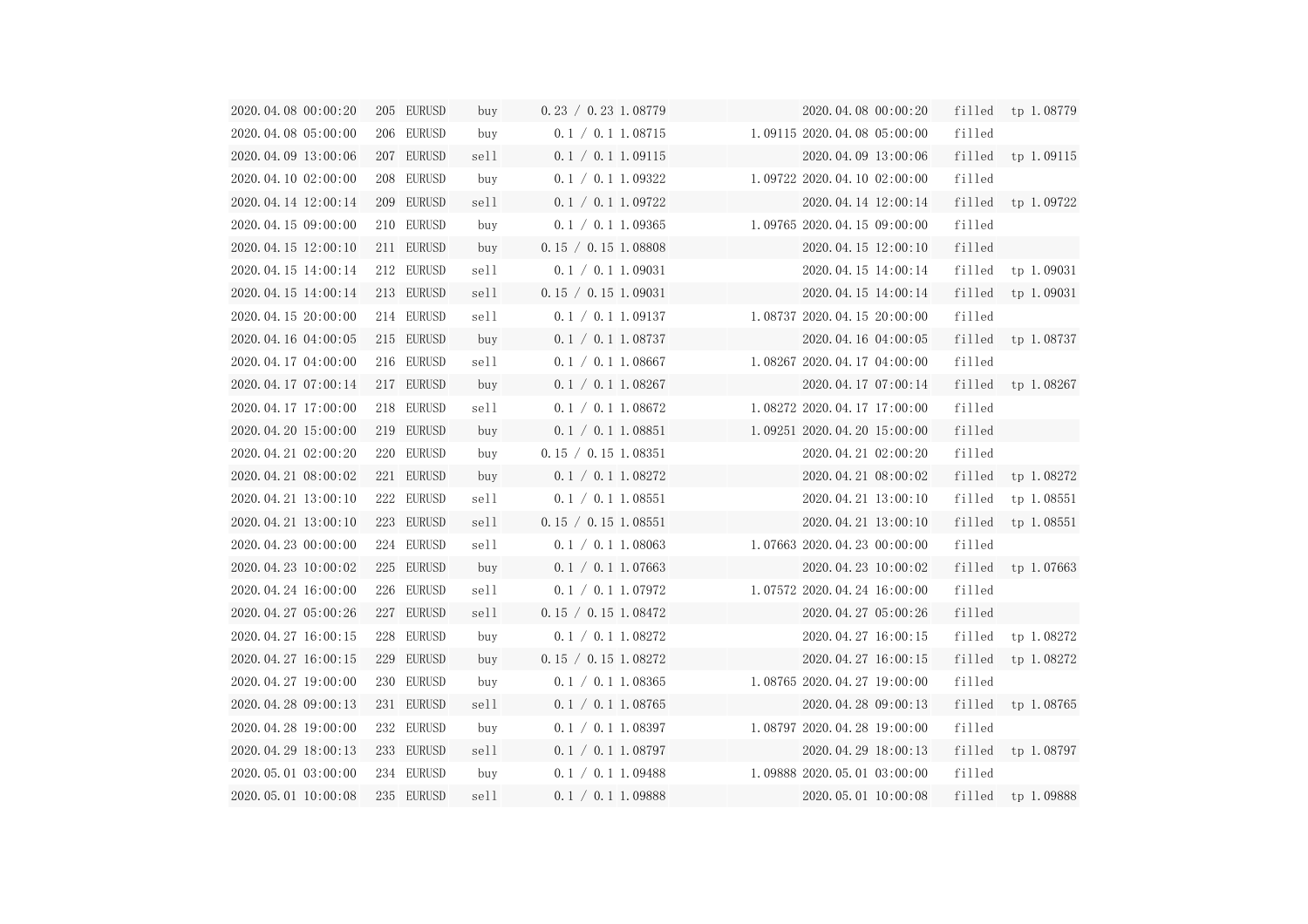| | | | | | | | | | | |
|---|---|---|---|---|---|---|---|---|---|---|
| 2020.04.08 00:00:20 | 205 | EURUSD | buy | 0.23 / 0.23 | 1.08779 | | | 2020.04.08 00:00:20 | filled | tp 1.08779 |
| 2020.04.08 05:00:00 | 206 | EURUSD | buy | 0.1 / 0.1 | 1.08715 | | 1.09115 | 2020.04.08 05:00:00 | filled | |
| 2020.04.09 13:00:06 | 207 | EURUSD | sell | 0.1 / 0.1 | 1.09115 | | | 2020.04.09 13:00:06 | filled | tp 1.09115 |
| 2020.04.10 02:00:00 | 208 | EURUSD | buy | 0.1 / 0.1 | 1.09322 | | 1.09722 | 2020.04.10 02:00:00 | filled | |
| 2020.04.14 12:00:14 | 209 | EURUSD | sell | 0.1 / 0.1 | 1.09722 | | | 2020.04.14 12:00:14 | filled | tp 1.09722 |
| 2020.04.15 09:00:00 | 210 | EURUSD | buy | 0.1 / 0.1 | 1.09365 | | 1.09765 | 2020.04.15 09:00:00 | filled | |
| 2020.04.15 12:00:10 | 211 | EURUSD | buy | 0.15 / 0.15 | 1.08808 | | | 2020.04.15 12:00:10 | filled | |
| 2020.04.15 14:00:14 | 212 | EURUSD | sell | 0.1 / 0.1 | 1.09031 | | | 2020.04.15 14:00:14 | filled | tp 1.09031 |
| 2020.04.15 14:00:14 | 213 | EURUSD | sell | 0.15 / 0.15 | 1.09031 | | | 2020.04.15 14:00:14 | filled | tp 1.09031 |
| 2020.04.15 20:00:00 | 214 | EURUSD | sell | 0.1 / 0.1 | 1.09137 | | 1.08737 | 2020.04.15 20:00:00 | filled | |
| 2020.04.16 04:00:05 | 215 | EURUSD | buy | 0.1 / 0.1 | 1.08737 | | | 2020.04.16 04:00:05 | filled | tp 1.08737 |
| 2020.04.17 04:00:00 | 216 | EURUSD | sell | 0.1 / 0.1 | 1.08667 | | 1.08267 | 2020.04.17 04:00:00 | filled | |
| 2020.04.17 07:00:14 | 217 | EURUSD | buy | 0.1 / 0.1 | 1.08267 | | | 2020.04.17 07:00:14 | filled | tp 1.08267 |
| 2020.04.17 17:00:00 | 218 | EURUSD | sell | 0.1 / 0.1 | 1.08672 | | 1.08272 | 2020.04.17 17:00:00 | filled | |
| 2020.04.20 15:00:00 | 219 | EURUSD | buy | 0.1 / 0.1 | 1.08851 | | 1.09251 | 2020.04.20 15:00:00 | filled | |
| 2020.04.21 02:00:20 | 220 | EURUSD | buy | 0.15 / 0.15 | 1.08351 | | | 2020.04.21 02:00:20 | filled | |
| 2020.04.21 08:00:02 | 221 | EURUSD | buy | 0.1 / 0.1 | 1.08272 | | | 2020.04.21 08:00:02 | filled | tp 1.08272 |
| 2020.04.21 13:00:10 | 222 | EURUSD | sell | 0.1 / 0.1 | 1.08551 | | | 2020.04.21 13:00:10 | filled | tp 1.08551 |
| 2020.04.21 13:00:10 | 223 | EURUSD | sell | 0.15 / 0.15 | 1.08551 | | | 2020.04.21 13:00:10 | filled | tp 1.08551 |
| 2020.04.23 00:00:00 | 224 | EURUSD | sell | 0.1 / 0.1 | 1.08063 | | 1.07663 | 2020.04.23 00:00:00 | filled | |
| 2020.04.23 10:00:02 | 225 | EURUSD | buy | 0.1 / 0.1 | 1.07663 | | | 2020.04.23 10:00:02 | filled | tp 1.07663 |
| 2020.04.24 16:00:00 | 226 | EURUSD | sell | 0.1 / 0.1 | 1.07972 | | 1.07572 | 2020.04.24 16:00:00 | filled | |
| 2020.04.27 05:00:26 | 227 | EURUSD | sell | 0.15 / 0.15 | 1.08472 | | | 2020.04.27 05:00:26 | filled | |
| 2020.04.27 16:00:15 | 228 | EURUSD | buy | 0.1 / 0.1 | 1.08272 | | | 2020.04.27 16:00:15 | filled | tp 1.08272 |
| 2020.04.27 16:00:15 | 229 | EURUSD | buy | 0.15 / 0.15 | 1.08272 | | | 2020.04.27 16:00:15 | filled | tp 1.08272 |
| 2020.04.27 19:00:00 | 230 | EURUSD | buy | 0.1 / 0.1 | 1.08365 | | 1.08765 | 2020.04.27 19:00:00 | filled | |
| 2020.04.28 09:00:13 | 231 | EURUSD | sell | 0.1 / 0.1 | 1.08765 | | | 2020.04.28 09:00:13 | filled | tp 1.08765 |
| 2020.04.28 19:00:00 | 232 | EURUSD | buy | 0.1 / 0.1 | 1.08397 | | 1.08797 | 2020.04.28 19:00:00 | filled | |
| 2020.04.29 18:00:13 | 233 | EURUSD | sell | 0.1 / 0.1 | 1.08797 | | | 2020.04.29 18:00:13 | filled | tp 1.08797 |
| 2020.05.01 03:00:00 | 234 | EURUSD | buy | 0.1 / 0.1 | 1.09488 | | 1.09888 | 2020.05.01 03:00:00 | filled | |
| 2020.05.01 10:00:08 | 235 | EURUSD | sell | 0.1 / 0.1 | 1.09888 | | | 2020.05.01 10:00:08 | filled | tp 1.09888 |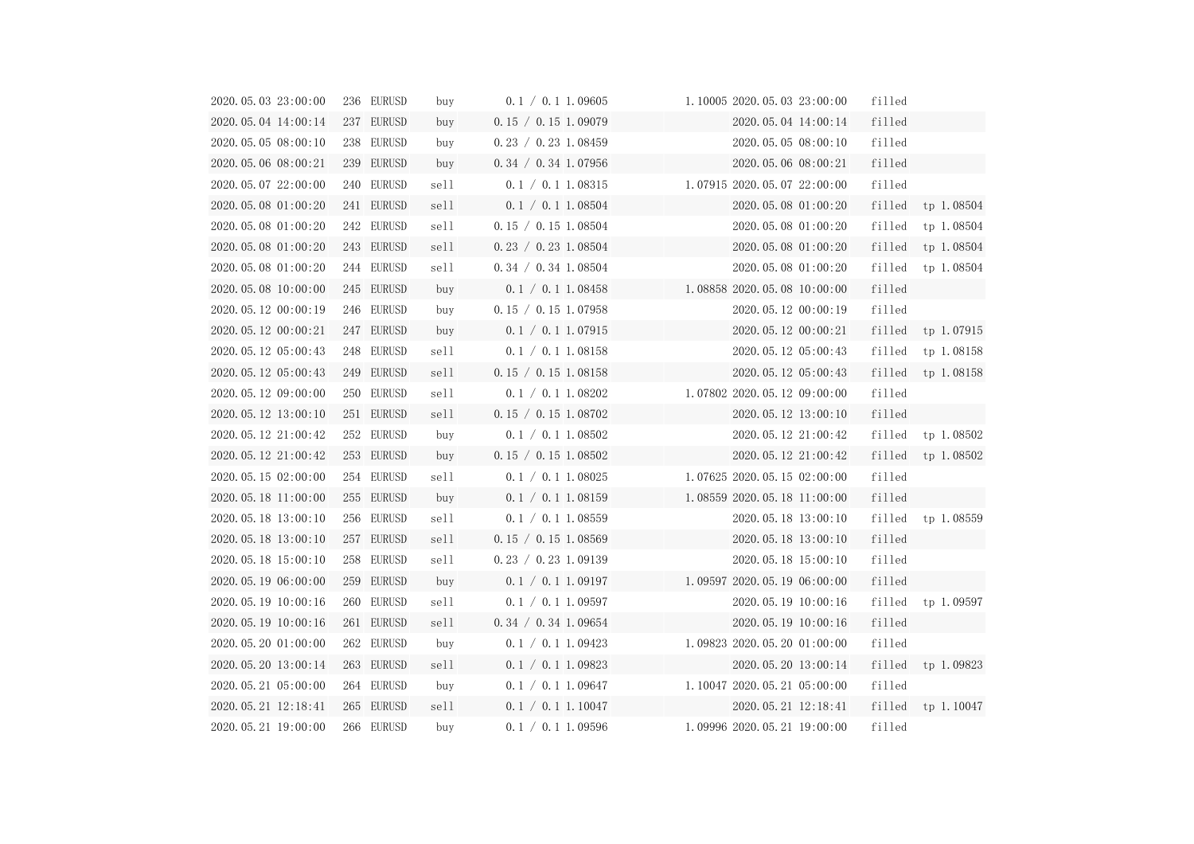| | | | | | | | | | |
|---|---|---|---|---|---|---|---|---|---|
| 2020.05.03 23:00:00 | 236 | EURUSD | buy | 0.1 / 0.1 | 1.09605 | 1.10005 | 2020.05.03 23:00:00 | filled | |
| 2020.05.04 14:00:14 | 237 | EURUSD | buy | 0.15 / 0.15 | 1.09079 | | 2020.05.04 14:00:14 | filled | |
| 2020.05.05 08:00:10 | 238 | EURUSD | buy | 0.23 / 0.23 | 1.08459 | | 2020.05.05 08:00:10 | filled | |
| 2020.05.06 08:00:21 | 239 | EURUSD | buy | 0.34 / 0.34 | 1.07956 | | 2020.05.06 08:00:21 | filled | |
| 2020.05.07 22:00:00 | 240 | EURUSD | sell | 0.1 / 0.1 | 1.08315 | 1.07915 | 2020.05.07 22:00:00 | filled | |
| 2020.05.08 01:00:20 | 241 | EURUSD | sell | 0.1 / 0.1 | 1.08504 | | 2020.05.08 01:00:20 | filled | tp 1.08504 |
| 2020.05.08 01:00:20 | 242 | EURUSD | sell | 0.15 / 0.15 | 1.08504 | | 2020.05.08 01:00:20 | filled | tp 1.08504 |
| 2020.05.08 01:00:20 | 243 | EURUSD | sell | 0.23 / 0.23 | 1.08504 | | 2020.05.08 01:00:20 | filled | tp 1.08504 |
| 2020.05.08 01:00:20 | 244 | EURUSD | sell | 0.34 / 0.34 | 1.08504 | | 2020.05.08 01:00:20 | filled | tp 1.08504 |
| 2020.05.08 10:00:00 | 245 | EURUSD | buy | 0.1 / 0.1 | 1.08458 | 1.08858 | 2020.05.08 10:00:00 | filled | |
| 2020.05.12 00:00:19 | 246 | EURUSD | buy | 0.15 / 0.15 | 1.07958 | | 2020.05.12 00:00:19 | filled | |
| 2020.05.12 00:00:21 | 247 | EURUSD | buy | 0.1 / 0.1 | 1.07915 | | 2020.05.12 00:00:21 | filled | tp 1.07915 |
| 2020.05.12 05:00:43 | 248 | EURUSD | sell | 0.1 / 0.1 | 1.08158 | | 2020.05.12 05:00:43 | filled | tp 1.08158 |
| 2020.05.12 05:00:43 | 249 | EURUSD | sell | 0.15 / 0.15 | 1.08158 | | 2020.05.12 05:00:43 | filled | tp 1.08158 |
| 2020.05.12 09:00:00 | 250 | EURUSD | sell | 0.1 / 0.1 | 1.08202 | 1.07802 | 2020.05.12 09:00:00 | filled | |
| 2020.05.12 13:00:10 | 251 | EURUSD | sell | 0.15 / 0.15 | 1.08702 | | 2020.05.12 13:00:10 | filled | |
| 2020.05.12 21:00:42 | 252 | EURUSD | buy | 0.1 / 0.1 | 1.08502 | | 2020.05.12 21:00:42 | filled | tp 1.08502 |
| 2020.05.12 21:00:42 | 253 | EURUSD | buy | 0.15 / 0.15 | 1.08502 | | 2020.05.12 21:00:42 | filled | tp 1.08502 |
| 2020.05.15 02:00:00 | 254 | EURUSD | sell | 0.1 / 0.1 | 1.08025 | 1.07625 | 2020.05.15 02:00:00 | filled | |
| 2020.05.18 11:00:00 | 255 | EURUSD | buy | 0.1 / 0.1 | 1.08159 | 1.08559 | 2020.05.18 11:00:00 | filled | |
| 2020.05.18 13:00:10 | 256 | EURUSD | sell | 0.1 / 0.1 | 1.08559 | | 2020.05.18 13:00:10 | filled | tp 1.08559 |
| 2020.05.18 13:00:10 | 257 | EURUSD | sell | 0.15 / 0.15 | 1.08569 | | 2020.05.18 13:00:10 | filled | |
| 2020.05.18 15:00:10 | 258 | EURUSD | sell | 0.23 / 0.23 | 1.09139 | | 2020.05.18 15:00:10 | filled | |
| 2020.05.19 06:00:00 | 259 | EURUSD | buy | 0.1 / 0.1 | 1.09197 | 1.09597 | 2020.05.19 06:00:00 | filled | |
| 2020.05.19 10:00:16 | 260 | EURUSD | sell | 0.1 / 0.1 | 1.09597 | | 2020.05.19 10:00:16 | filled | tp 1.09597 |
| 2020.05.19 10:00:16 | 261 | EURUSD | sell | 0.34 / 0.34 | 1.09654 | | 2020.05.19 10:00:16 | filled | |
| 2020.05.20 01:00:00 | 262 | EURUSD | buy | 0.1 / 0.1 | 1.09423 | 1.09823 | 2020.05.20 01:00:00 | filled | |
| 2020.05.20 13:00:14 | 263 | EURUSD | sell | 0.1 / 0.1 | 1.09823 | | 2020.05.20 13:00:14 | filled | tp 1.09823 |
| 2020.05.21 05:00:00 | 264 | EURUSD | buy | 0.1 / 0.1 | 1.09647 | 1.10047 | 2020.05.21 05:00:00 | filled | |
| 2020.05.21 12:18:41 | 265 | EURUSD | sell | 0.1 / 0.1 | 1.10047 | | 2020.05.21 12:18:41 | filled | tp 1.10047 |
| 2020.05.21 19:00:00 | 266 | EURUSD | buy | 0.1 / 0.1 | 1.09596 | 1.09996 | 2020.05.21 19:00:00 | filled | |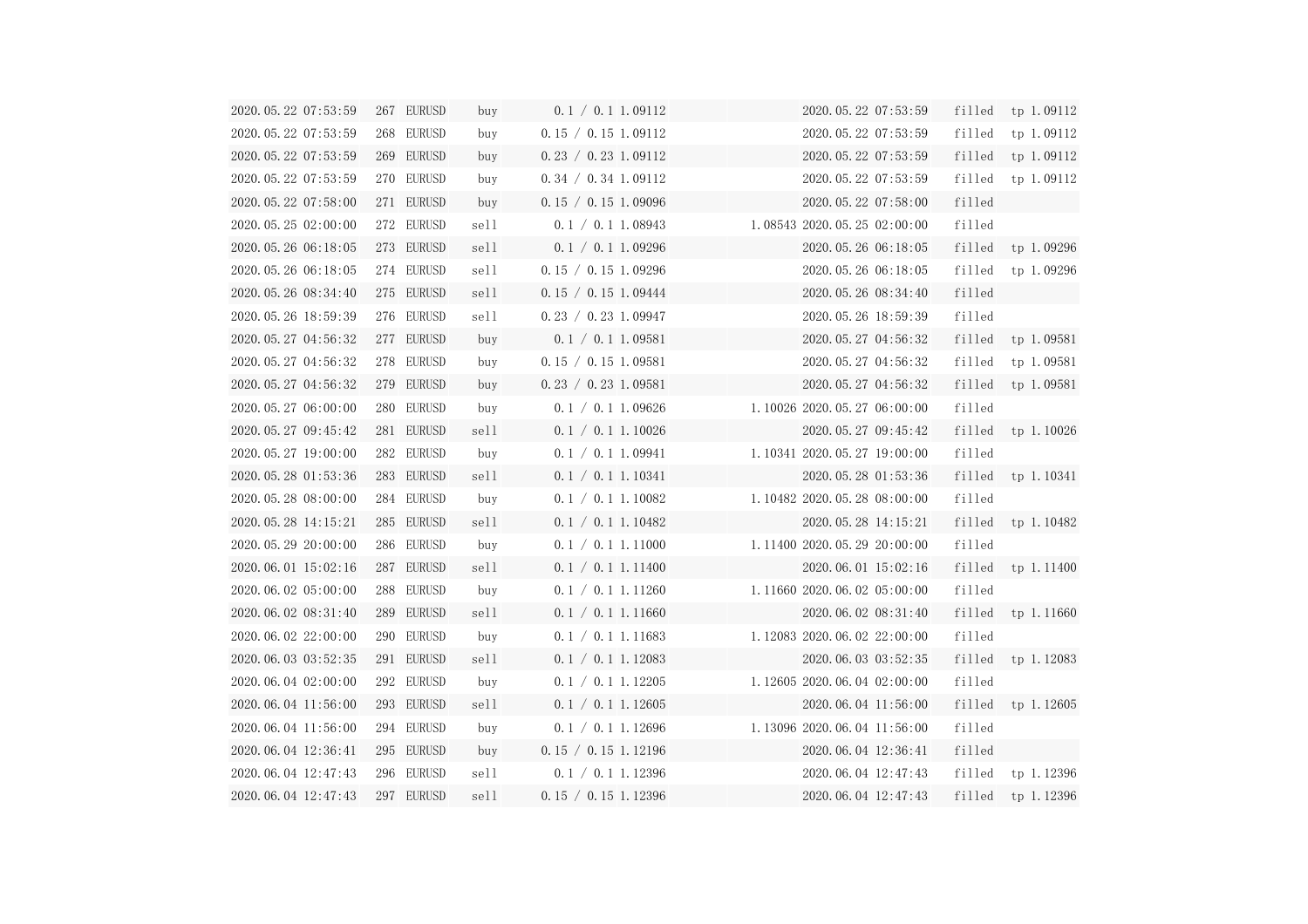| | | | | | | | | | | |
|---|---|---|---|---|---|---|---|---|---|---|
| 2020.05.22 07:53:59 | 267 | EURUSD | buy | 0.1 / 0.1 | 1.09112 | | | 2020.05.22 07:53:59 | filled | tp 1.09112 |
| 2020.05.22 07:53:59 | 268 | EURUSD | buy | 0.15 / 0.15 | 1.09112 | | | 2020.05.22 07:53:59 | filled | tp 1.09112 |
| 2020.05.22 07:53:59 | 269 | EURUSD | buy | 0.23 / 0.23 | 1.09112 | | | 2020.05.22 07:53:59 | filled | tp 1.09112 |
| 2020.05.22 07:53:59 | 270 | EURUSD | buy | 0.34 / 0.34 | 1.09112 | | | 2020.05.22 07:53:59 | filled | tp 1.09112 |
| 2020.05.22 07:58:00 | 271 | EURUSD | buy | 0.15 / 0.15 | 1.09096 | | | 2020.05.22 07:58:00 | filled | |
| 2020.05.25 02:00:00 | 272 | EURUSD | sell | 0.1 / 0.1 | 1.08943 | | 1.08543 | 2020.05.25 02:00:00 | filled | |
| 2020.05.26 06:18:05 | 273 | EURUSD | sell | 0.1 / 0.1 | 1.09296 | | | 2020.05.26 06:18:05 | filled | tp 1.09296 |
| 2020.05.26 06:18:05 | 274 | EURUSD | sell | 0.15 / 0.15 | 1.09296 | | | 2020.05.26 06:18:05 | filled | tp 1.09296 |
| 2020.05.26 08:34:40 | 275 | EURUSD | sell | 0.15 / 0.15 | 1.09444 | | | 2020.05.26 08:34:40 | filled | |
| 2020.05.26 18:59:39 | 276 | EURUSD | sell | 0.23 / 0.23 | 1.09947 | | | 2020.05.26 18:59:39 | filled | |
| 2020.05.27 04:56:32 | 277 | EURUSD | buy | 0.1 / 0.1 | 1.09581 | | | 2020.05.27 04:56:32 | filled | tp 1.09581 |
| 2020.05.27 04:56:32 | 278 | EURUSD | buy | 0.15 / 0.15 | 1.09581 | | | 2020.05.27 04:56:32 | filled | tp 1.09581 |
| 2020.05.27 04:56:32 | 279 | EURUSD | buy | 0.23 / 0.23 | 1.09581 | | | 2020.05.27 04:56:32 | filled | tp 1.09581 |
| 2020.05.27 06:00:00 | 280 | EURUSD | buy | 0.1 / 0.1 | 1.09626 | | 1.10026 | 2020.05.27 06:00:00 | filled | |
| 2020.05.27 09:45:42 | 281 | EURUSD | sell | 0.1 / 0.1 | 1.10026 | | | 2020.05.27 09:45:42 | filled | tp 1.10026 |
| 2020.05.27 19:00:00 | 282 | EURUSD | buy | 0.1 / 0.1 | 1.09941 | | 1.10341 | 2020.05.27 19:00:00 | filled | |
| 2020.05.28 01:53:36 | 283 | EURUSD | sell | 0.1 / 0.1 | 1.10341 | | | 2020.05.28 01:53:36 | filled | tp 1.10341 |
| 2020.05.28 08:00:00 | 284 | EURUSD | buy | 0.1 / 0.1 | 1.10082 | | 1.10482 | 2020.05.28 08:00:00 | filled | |
| 2020.05.28 14:15:21 | 285 | EURUSD | sell | 0.1 / 0.1 | 1.10482 | | | 2020.05.28 14:15:21 | filled | tp 1.10482 |
| 2020.05.29 20:00:00 | 286 | EURUSD | buy | 0.1 / 0.1 | 1.11000 | | 1.11400 | 2020.05.29 20:00:00 | filled | |
| 2020.06.01 15:02:16 | 287 | EURUSD | sell | 0.1 / 0.1 | 1.11400 | | | 2020.06.01 15:02:16 | filled | tp 1.11400 |
| 2020.06.02 05:00:00 | 288 | EURUSD | buy | 0.1 / 0.1 | 1.11260 | | 1.11660 | 2020.06.02 05:00:00 | filled | |
| 2020.06.02 08:31:40 | 289 | EURUSD | sell | 0.1 / 0.1 | 1.11660 | | | 2020.06.02 08:31:40 | filled | tp 1.11660 |
| 2020.06.02 22:00:00 | 290 | EURUSD | buy | 0.1 / 0.1 | 1.11683 | | 1.12083 | 2020.06.02 22:00:00 | filled | |
| 2020.06.03 03:52:35 | 291 | EURUSD | sell | 0.1 / 0.1 | 1.12083 | | | 2020.06.03 03:52:35 | filled | tp 1.12083 |
| 2020.06.04 02:00:00 | 292 | EURUSD | buy | 0.1 / 0.1 | 1.12205 | | 1.12605 | 2020.06.04 02:00:00 | filled | |
| 2020.06.04 11:56:00 | 293 | EURUSD | sell | 0.1 / 0.1 | 1.12605 | | | 2020.06.04 11:56:00 | filled | tp 1.12605 |
| 2020.06.04 11:56:00 | 294 | EURUSD | buy | 0.1 / 0.1 | 1.12696 | | 1.13096 | 2020.06.04 11:56:00 | filled | |
| 2020.06.04 12:36:41 | 295 | EURUSD | buy | 0.15 / 0.15 | 1.12196 | | | 2020.06.04 12:36:41 | filled | |
| 2020.06.04 12:47:43 | 296 | EURUSD | sell | 0.1 / 0.1 | 1.12396 | | | 2020.06.04 12:47:43 | filled | tp 1.12396 |
| 2020.06.04 12:47:43 | 297 | EURUSD | sell | 0.15 / 0.15 | 1.12396 | | | 2020.06.04 12:47:43 | filled | tp 1.12396 |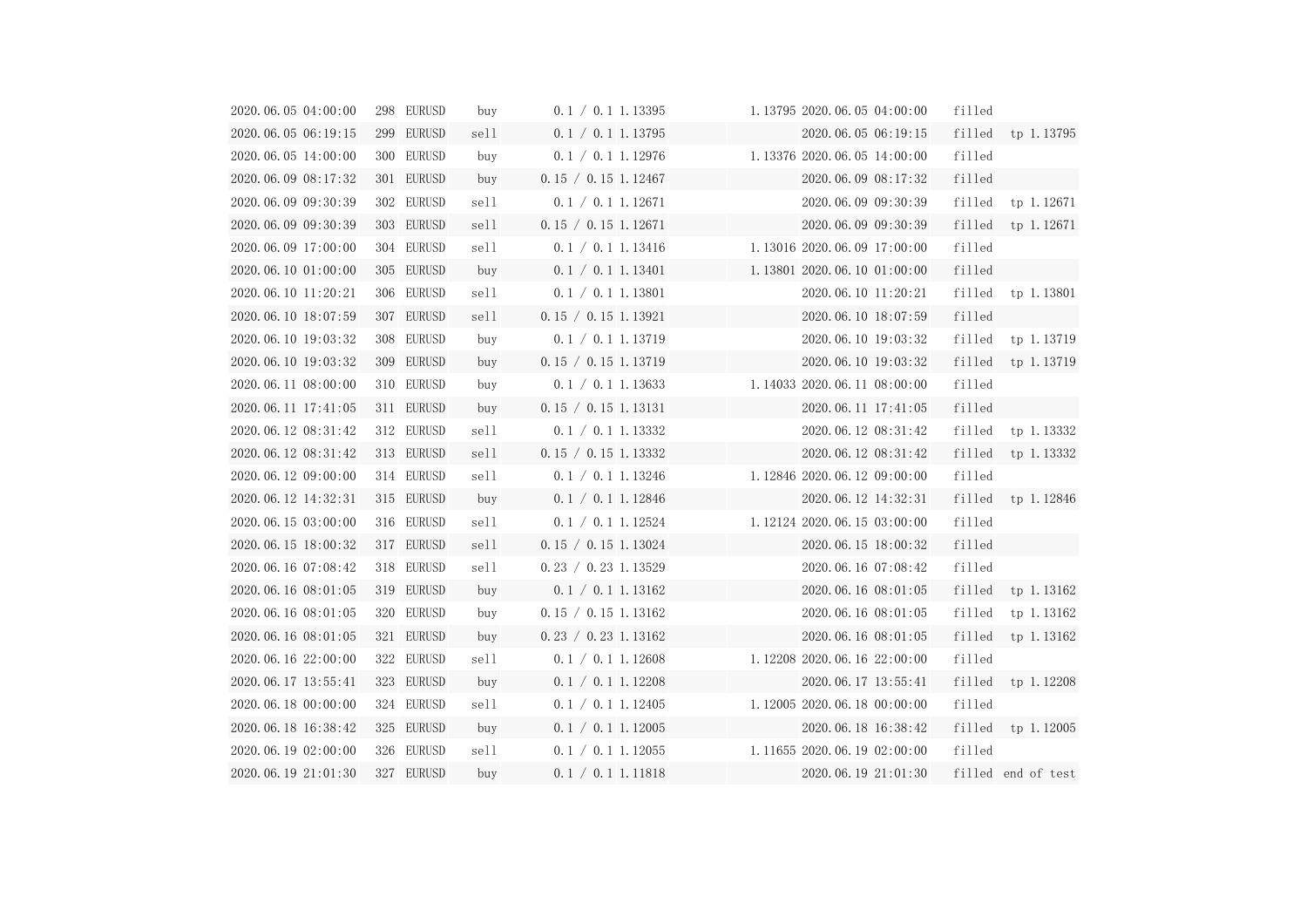| | | | | | | | | | | |
|---|---|---|---|---|---|---|---|---|---|---|
| 2020.06.05 04:00:00 | 298 | EURUSD | buy | 0.1 / 0.1 | 1.13395 | | 1.13795 | 2020.06.05 04:00:00 | filled | |
| 2020.06.05 06:19:15 | 299 | EURUSD | sell | 0.1 / 0.1 | 1.13795 | | | 2020.06.05 06:19:15 | filled | tp 1.13795 |
| 2020.06.05 14:00:00 | 300 | EURUSD | buy | 0.1 / 0.1 | 1.12976 | | 1.13376 | 2020.06.05 14:00:00 | filled | |
| 2020.06.09 08:17:32 | 301 | EURUSD | buy | 0.15 / 0.15 | 1.12467 | | | 2020.06.09 08:17:32 | filled | |
| 2020.06.09 09:30:39 | 302 | EURUSD | sell | 0.1 / 0.1 | 1.12671 | | | 2020.06.09 09:30:39 | filled | tp 1.12671 |
| 2020.06.09 09:30:39 | 303 | EURUSD | sell | 0.15 / 0.15 | 1.12671 | | | 2020.06.09 09:30:39 | filled | tp 1.12671 |
| 2020.06.09 17:00:00 | 304 | EURUSD | sell | 0.1 / 0.1 | 1.13416 | | 1.13016 | 2020.06.09 17:00:00 | filled | |
| 2020.06.10 01:00:00 | 305 | EURUSD | buy | 0.1 / 0.1 | 1.13401 | | 1.13801 | 2020.06.10 01:00:00 | filled | |
| 2020.06.10 11:20:21 | 306 | EURUSD | sell | 0.1 / 0.1 | 1.13801 | | | 2020.06.10 11:20:21 | filled | tp 1.13801 |
| 2020.06.10 18:07:59 | 307 | EURUSD | sell | 0.15 / 0.15 | 1.13921 | | | 2020.06.10 18:07:59 | filled | |
| 2020.06.10 19:03:32 | 308 | EURUSD | buy | 0.1 / 0.1 | 1.13719 | | | 2020.06.10 19:03:32 | filled | tp 1.13719 |
| 2020.06.10 19:03:32 | 309 | EURUSD | buy | 0.15 / 0.15 | 1.13719 | | | 2020.06.10 19:03:32 | filled | tp 1.13719 |
| 2020.06.11 08:00:00 | 310 | EURUSD | buy | 0.1 / 0.1 | 1.13633 | | 1.14033 | 2020.06.11 08:00:00 | filled | |
| 2020.06.11 17:41:05 | 311 | EURUSD | buy | 0.15 / 0.15 | 1.13131 | | | 2020.06.11 17:41:05 | filled | |
| 2020.06.12 08:31:42 | 312 | EURUSD | sell | 0.1 / 0.1 | 1.13332 | | | 2020.06.12 08:31:42 | filled | tp 1.13332 |
| 2020.06.12 08:31:42 | 313 | EURUSD | sell | 0.15 / 0.15 | 1.13332 | | | 2020.06.12 08:31:42 | filled | tp 1.13332 |
| 2020.06.12 09:00:00 | 314 | EURUSD | sell | 0.1 / 0.1 | 1.13246 | | 1.12846 | 2020.06.12 09:00:00 | filled | |
| 2020.06.12 14:32:31 | 315 | EURUSD | buy | 0.1 / 0.1 | 1.12846 | | | 2020.06.12 14:32:31 | filled | tp 1.12846 |
| 2020.06.15 03:00:00 | 316 | EURUSD | sell | 0.1 / 0.1 | 1.12524 | | 1.12124 | 2020.06.15 03:00:00 | filled | |
| 2020.06.15 18:00:32 | 317 | EURUSD | sell | 0.15 / 0.15 | 1.13024 | | | 2020.06.15 18:00:32 | filled | |
| 2020.06.16 07:08:42 | 318 | EURUSD | sell | 0.23 / 0.23 | 1.13529 | | | 2020.06.16 07:08:42 | filled | |
| 2020.06.16 08:01:05 | 319 | EURUSD | buy | 0.1 / 0.1 | 1.13162 | | | 2020.06.16 08:01:05 | filled | tp 1.13162 |
| 2020.06.16 08:01:05 | 320 | EURUSD | buy | 0.15 / 0.15 | 1.13162 | | | 2020.06.16 08:01:05 | filled | tp 1.13162 |
| 2020.06.16 08:01:05 | 321 | EURUSD | buy | 0.23 / 0.23 | 1.13162 | | | 2020.06.16 08:01:05 | filled | tp 1.13162 |
| 2020.06.16 22:00:00 | 322 | EURUSD | sell | 0.1 / 0.1 | 1.12608 | | 1.12208 | 2020.06.16 22:00:00 | filled | |
| 2020.06.17 13:55:41 | 323 | EURUSD | buy | 0.1 / 0.1 | 1.12208 | | | 2020.06.17 13:55:41 | filled | tp 1.12208 |
| 2020.06.18 00:00:00 | 324 | EURUSD | sell | 0.1 / 0.1 | 1.12405 | | 1.12005 | 2020.06.18 00:00:00 | filled | |
| 2020.06.18 16:38:42 | 325 | EURUSD | buy | 0.1 / 0.1 | 1.12005 | | | 2020.06.18 16:38:42 | filled | tp 1.12005 |
| 2020.06.19 02:00:00 | 326 | EURUSD | sell | 0.1 / 0.1 | 1.12055 | | 1.11655 | 2020.06.19 02:00:00 | filled | |
| 2020.06.19 21:01:30 | 327 | EURUSD | buy | 0.1 / 0.1 | 1.11818 | | | 2020.06.19 21:01:30 | filled | end of test |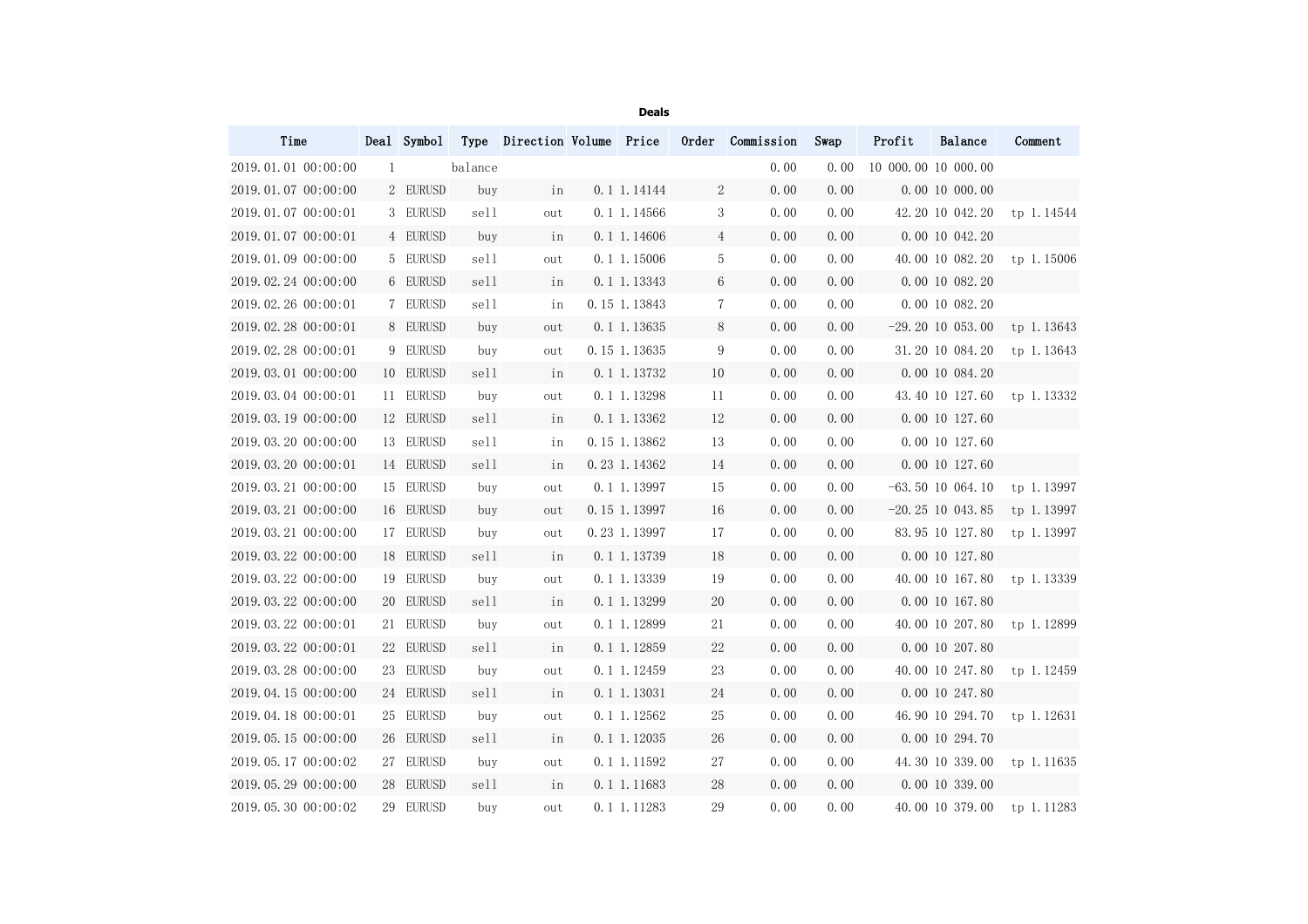**Deals**

| Time | Deal | Symbol | Type | Direction | Volume | Price | Order | Commission | Swap | Profit | Balance | Comment |
|---|---|---|---|---|---|---|---|---|---|---|---|---|
| 2019.01.01 00:00:00 | 1 | | balance | | | | | 0.00 | 0.00 | 10 000.00 | 10 000.00 | |
| 2019.01.07 00:00:00 | 2 | EURUSD | buy | in | 0.1 | 1.14144 | 2 | 0.00 | 0.00 | 0.00 | 10 000.00 | |
| 2019.01.07 00:00:01 | 3 | EURUSD | sell | out | 0.1 | 1.14566 | 3 | 0.00 | 0.00 | 42.20 | 10 042.20 | tp 1.14544 |
| 2019.01.07 00:00:01 | 4 | EURUSD | buy | in | 0.1 | 1.14606 | 4 | 0.00 | 0.00 | 0.00 | 10 042.20 | |
| 2019.01.09 00:00:00 | 5 | EURUSD | sell | out | 0.1 | 1.15006 | 5 | 0.00 | 0.00 | 40.00 | 10 082.20 | tp 1.15006 |
| 2019.02.24 00:00:00 | 6 | EURUSD | sell | in | 0.1 | 1.13343 | 6 | 0.00 | 0.00 | 0.00 | 10 082.20 | |
| 2019.02.26 00:00:01 | 7 | EURUSD | sell | in | 0.15 | 1.13843 | 7 | 0.00 | 0.00 | 0.00 | 10 082.20 | |
| 2019.02.28 00:00:01 | 8 | EURUSD | buy | out | 0.1 | 1.13635 | 8 | 0.00 | 0.00 | -29.20 | 10 053.00 | tp 1.13643 |
| 2019.02.28 00:00:01 | 9 | EURUSD | buy | out | 0.15 | 1.13635 | 9 | 0.00 | 0.00 | 31.20 | 10 084.20 | tp 1.13643 |
| 2019.03.01 00:00:00 | 10 | EURUSD | sell | in | 0.1 | 1.13732 | 10 | 0.00 | 0.00 | 0.00 | 10 084.20 | |
| 2019.03.04 00:00:01 | 11 | EURUSD | buy | out | 0.1 | 1.13298 | 11 | 0.00 | 0.00 | 43.40 | 10 127.60 | tp 1.13332 |
| 2019.03.19 00:00:00 | 12 | EURUSD | sell | in | 0.1 | 1.13362 | 12 | 0.00 | 0.00 | 0.00 | 10 127.60 | |
| 2019.03.20 00:00:00 | 13 | EURUSD | sell | in | 0.15 | 1.13862 | 13 | 0.00 | 0.00 | 0.00 | 10 127.60 | |
| 2019.03.20 00:00:01 | 14 | EURUSD | sell | in | 0.23 | 1.14362 | 14 | 0.00 | 0.00 | 0.00 | 10 127.60 | |
| 2019.03.21 00:00:00 | 15 | EURUSD | buy | out | 0.1 | 1.13997 | 15 | 0.00 | 0.00 | -63.50 | 10 064.10 | tp 1.13997 |
| 2019.03.21 00:00:00 | 16 | EURUSD | buy | out | 0.15 | 1.13997 | 16 | 0.00 | 0.00 | -20.25 | 10 043.85 | tp 1.13997 |
| 2019.03.21 00:00:00 | 17 | EURUSD | buy | out | 0.23 | 1.13997 | 17 | 0.00 | 0.00 | 83.95 | 10 127.80 | tp 1.13997 |
| 2019.03.22 00:00:00 | 18 | EURUSD | sell | in | 0.1 | 1.13739 | 18 | 0.00 | 0.00 | 0.00 | 10 127.80 | |
| 2019.03.22 00:00:00 | 19 | EURUSD | buy | out | 0.1 | 1.13339 | 19 | 0.00 | 0.00 | 40.00 | 10 167.80 | tp 1.13339 |
| 2019.03.22 00:00:00 | 20 | EURUSD | sell | in | 0.1 | 1.13299 | 20 | 0.00 | 0.00 | 0.00 | 10 167.80 | |
| 2019.03.22 00:00:01 | 21 | EURUSD | buy | out | 0.1 | 1.12899 | 21 | 0.00 | 0.00 | 40.00 | 10 207.80 | tp 1.12899 |
| 2019.03.22 00:00:01 | 22 | EURUSD | sell | in | 0.1 | 1.12859 | 22 | 0.00 | 0.00 | 0.00 | 10 207.80 | |
| 2019.03.28 00:00:00 | 23 | EURUSD | buy | out | 0.1 | 1.12459 | 23 | 0.00 | 0.00 | 40.00 | 10 247.80 | tp 1.12459 |
| 2019.04.15 00:00:00 | 24 | EURUSD | sell | in | 0.1 | 1.13031 | 24 | 0.00 | 0.00 | 0.00 | 10 247.80 | |
| 2019.04.18 00:00:01 | 25 | EURUSD | buy | out | 0.1 | 1.12562 | 25 | 0.00 | 0.00 | 46.90 | 10 294.70 | tp 1.12631 |
| 2019.05.15 00:00:00 | 26 | EURUSD | sell | in | 0.1 | 1.12035 | 26 | 0.00 | 0.00 | 0.00 | 10 294.70 | |
| 2019.05.17 00:00:02 | 27 | EURUSD | buy | out | 0.1 | 1.11592 | 27 | 0.00 | 0.00 | 44.30 | 10 339.00 | tp 1.11635 |
| 2019.05.29 00:00:00 | 28 | EURUSD | sell | in | 0.1 | 1.11683 | 28 | 0.00 | 0.00 | 0.00 | 10 339.00 | |
| 2019.05.30 00:00:02 | 29 | EURUSD | buy | out | 0.1 | 1.11283 | 29 | 0.00 | 0.00 | 40.00 | 10 379.00 | tp 1.11283 |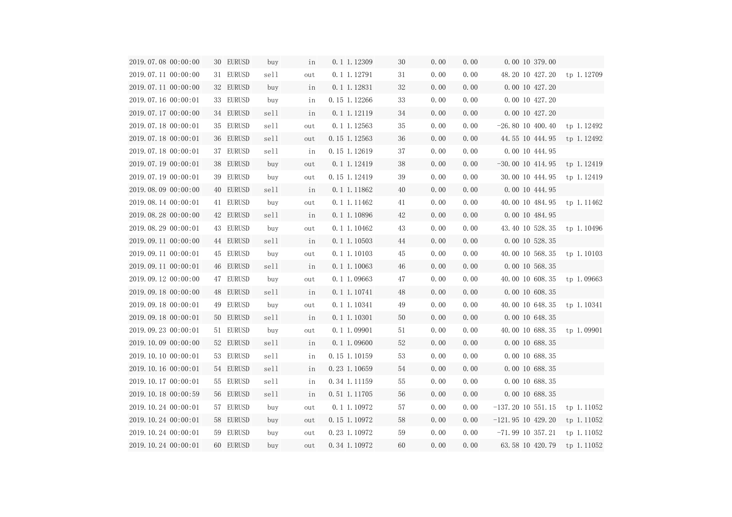| | | | | | | | | | | | | |
|---|---|---|---|---|---|---|---|---|---|---|---|---|
| 2019.07.08 00:00:00 | 30 | EURUSD | buy | in | 0.1 | 1.12309 | 30 | 0.00 | 0.00 | 0.00 | 10 379.00 | |
| 2019.07.11 00:00:00 | 31 | EURUSD | sell | out | 0.1 | 1.12791 | 31 | 0.00 | 0.00 | 48.20 | 10 427.20 | tp 1.12709 |
| 2019.07.11 00:00:00 | 32 | EURUSD | buy | in | 0.1 | 1.12831 | 32 | 0.00 | 0.00 | 0.00 | 10 427.20 | |
| 2019.07.16 00:00:01 | 33 | EURUSD | buy | in | 0.15 | 1.12266 | 33 | 0.00 | 0.00 | 0.00 | 10 427.20 | |
| 2019.07.17 00:00:00 | 34 | EURUSD | sell | in | 0.1 | 1.12119 | 34 | 0.00 | 0.00 | 0.00 | 10 427.20 | |
| 2019.07.18 00:00:01 | 35 | EURUSD | sell | out | 0.1 | 1.12563 | 35 | 0.00 | 0.00 | -26.80 | 10 400.40 | tp 1.12492 |
| 2019.07.18 00:00:01 | 36 | EURUSD | sell | out | 0.15 | 1.12563 | 36 | 0.00 | 0.00 | 44.55 | 10 444.95 | tp 1.12492 |
| 2019.07.18 00:00:01 | 37 | EURUSD | sell | in | 0.15 | 1.12619 | 37 | 0.00 | 0.00 | 0.00 | 10 444.95 | |
| 2019.07.19 00:00:01 | 38 | EURUSD | buy | out | 0.1 | 1.12419 | 38 | 0.00 | 0.00 | -30.00 | 10 414.95 | tp 1.12419 |
| 2019.07.19 00:00:01 | 39 | EURUSD | buy | out | 0.15 | 1.12419 | 39 | 0.00 | 0.00 | 30.00 | 10 444.95 | tp 1.12419 |
| 2019.08.09 00:00:00 | 40 | EURUSD | sell | in | 0.1 | 1.11862 | 40 | 0.00 | 0.00 | 0.00 | 10 444.95 | |
| 2019.08.14 00:00:01 | 41 | EURUSD | buy | out | 0.1 | 1.11462 | 41 | 0.00 | 0.00 | 40.00 | 10 484.95 | tp 1.11462 |
| 2019.08.28 00:00:00 | 42 | EURUSD | sell | in | 0.1 | 1.10896 | 42 | 0.00 | 0.00 | 0.00 | 10 484.95 | |
| 2019.08.29 00:00:01 | 43 | EURUSD | buy | out | 0.1 | 1.10462 | 43 | 0.00 | 0.00 | 43.40 | 10 528.35 | tp 1.10496 |
| 2019.09.11 00:00:00 | 44 | EURUSD | sell | in | 0.1 | 1.10503 | 44 | 0.00 | 0.00 | 0.00 | 10 528.35 | |
| 2019.09.11 00:00:01 | 45 | EURUSD | buy | out | 0.1 | 1.10103 | 45 | 0.00 | 0.00 | 40.00 | 10 568.35 | tp 1.10103 |
| 2019.09.11 00:00:01 | 46 | EURUSD | sell | in | 0.1 | 1.10063 | 46 | 0.00 | 0.00 | 0.00 | 10 568.35 | |
| 2019.09.12 00:00:00 | 47 | EURUSD | buy | out | 0.1 | 1.09663 | 47 | 0.00 | 0.00 | 40.00 | 10 608.35 | tp 1.09663 |
| 2019.09.18 00:00:00 | 48 | EURUSD | sell | in | 0.1 | 1.10741 | 48 | 0.00 | 0.00 | 0.00 | 10 608.35 | |
| 2019.09.18 00:00:01 | 49 | EURUSD | buy | out | 0.1 | 1.10341 | 49 | 0.00 | 0.00 | 40.00 | 10 648.35 | tp 1.10341 |
| 2019.09.18 00:00:01 | 50 | EURUSD | sell | in | 0.1 | 1.10301 | 50 | 0.00 | 0.00 | 0.00 | 10 648.35 | |
| 2019.09.23 00:00:01 | 51 | EURUSD | buy | out | 0.1 | 1.09901 | 51 | 0.00 | 0.00 | 40.00 | 10 688.35 | tp 1.09901 |
| 2019.10.09 00:00:00 | 52 | EURUSD | sell | in | 0.1 | 1.09600 | 52 | 0.00 | 0.00 | 0.00 | 10 688.35 | |
| 2019.10.10 00:00:01 | 53 | EURUSD | sell | in | 0.15 | 1.10159 | 53 | 0.00 | 0.00 | 0.00 | 10 688.35 | |
| 2019.10.16 00:00:01 | 54 | EURUSD | sell | in | 0.23 | 1.10659 | 54 | 0.00 | 0.00 | 0.00 | 10 688.35 | |
| 2019.10.17 00:00:01 | 55 | EURUSD | sell | in | 0.34 | 1.11159 | 55 | 0.00 | 0.00 | 0.00 | 10 688.35 | |
| 2019.10.18 00:00:59 | 56 | EURUSD | sell | in | 0.51 | 1.11705 | 56 | 0.00 | 0.00 | 0.00 | 10 688.35 | |
| 2019.10.24 00:00:01 | 57 | EURUSD | buy | out | 0.1 | 1.10972 | 57 | 0.00 | 0.00 | -137.20 | 10 551.15 | tp 1.11052 |
| 2019.10.24 00:00:01 | 58 | EURUSD | buy | out | 0.15 | 1.10972 | 58 | 0.00 | 0.00 | -121.95 | 10 429.20 | tp 1.11052 |
| 2019.10.24 00:00:01 | 59 | EURUSD | buy | out | 0.23 | 1.10972 | 59 | 0.00 | 0.00 | -71.99 | 10 357.21 | tp 1.11052 |
| 2019.10.24 00:00:01 | 60 | EURUSD | buy | out | 0.34 | 1.10972 | 60 | 0.00 | 0.00 | 63.58 | 10 420.79 | tp 1.11052 |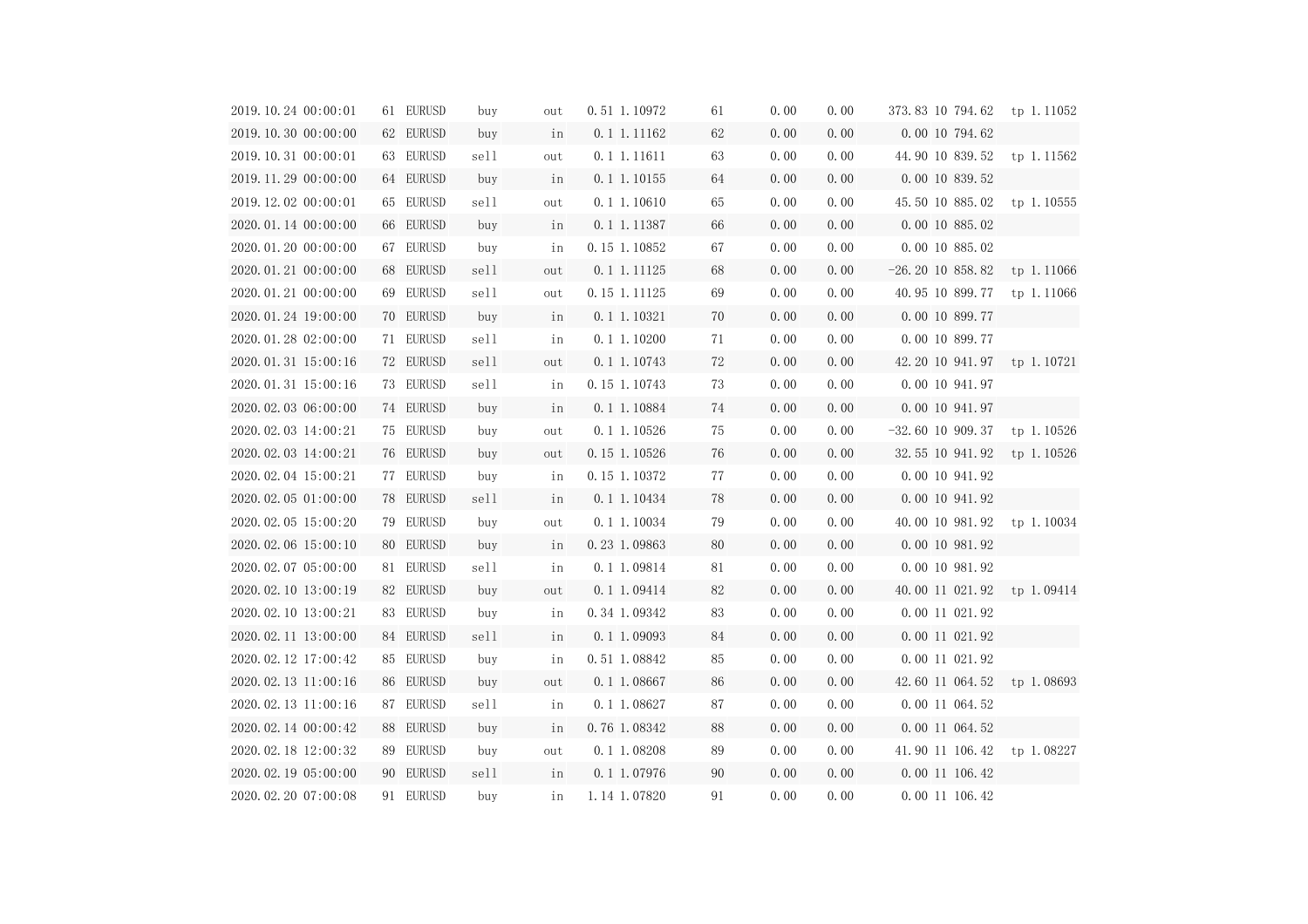| | | | | | | | | | | | | |
|---|---|---|---|---|---|---|---|---|---|---|---|---|
| 2019.10.24 00:00:01 | 61 | EURUSD | buy | out | 0.51 | 1.10972 | 61 | 0.00 | 0.00 | 373.83 | 10 794.62 | tp 1.11052 |
| 2019.10.30 00:00:00 | 62 | EURUSD | buy | in | 0.1 | 1.11162 | 62 | 0.00 | 0.00 | 0.00 | 10 794.62 | |
| 2019.10.31 00:00:01 | 63 | EURUSD | sell | out | 0.1 | 1.11611 | 63 | 0.00 | 0.00 | 44.90 | 10 839.52 | tp 1.11562 |
| 2019.11.29 00:00:00 | 64 | EURUSD | buy | in | 0.1 | 1.10155 | 64 | 0.00 | 0.00 | 0.00 | 10 839.52 | |
| 2019.12.02 00:00:01 | 65 | EURUSD | sell | out | 0.1 | 1.10610 | 65 | 0.00 | 0.00 | 45.50 | 10 885.02 | tp 1.10555 |
| 2020.01.14 00:00:00 | 66 | EURUSD | buy | in | 0.1 | 1.11387 | 66 | 0.00 | 0.00 | 0.00 | 10 885.02 | |
| 2020.01.20 00:00:00 | 67 | EURUSD | buy | in | 0.15 | 1.10852 | 67 | 0.00 | 0.00 | 0.00 | 10 885.02 | |
| 2020.01.21 00:00:00 | 68 | EURUSD | sell | out | 0.1 | 1.11125 | 68 | 0.00 | 0.00 | -26.20 | 10 858.82 | tp 1.11066 |
| 2020.01.21 00:00:00 | 69 | EURUSD | sell | out | 0.15 | 1.11125 | 69 | 0.00 | 0.00 | 40.95 | 10 899.77 | tp 1.11066 |
| 2020.01.24 19:00:00 | 70 | EURUSD | buy | in | 0.1 | 1.10321 | 70 | 0.00 | 0.00 | 0.00 | 10 899.77 | |
| 2020.01.28 02:00:00 | 71 | EURUSD | sell | in | 0.1 | 1.10200 | 71 | 0.00 | 0.00 | 0.00 | 10 899.77 | |
| 2020.01.31 15:00:16 | 72 | EURUSD | sell | out | 0.1 | 1.10743 | 72 | 0.00 | 0.00 | 42.20 | 10 941.97 | tp 1.10721 |
| 2020.01.31 15:00:16 | 73 | EURUSD | sell | in | 0.15 | 1.10743 | 73 | 0.00 | 0.00 | 0.00 | 10 941.97 | |
| 2020.02.03 06:00:00 | 74 | EURUSD | buy | in | 0.1 | 1.10884 | 74 | 0.00 | 0.00 | 0.00 | 10 941.97 | |
| 2020.02.03 14:00:21 | 75 | EURUSD | buy | out | 0.1 | 1.10526 | 75 | 0.00 | 0.00 | -32.60 | 10 909.37 | tp 1.10526 |
| 2020.02.03 14:00:21 | 76 | EURUSD | buy | out | 0.15 | 1.10526 | 76 | 0.00 | 0.00 | 32.55 | 10 941.92 | tp 1.10526 |
| 2020.02.04 15:00:21 | 77 | EURUSD | buy | in | 0.15 | 1.10372 | 77 | 0.00 | 0.00 | 0.00 | 10 941.92 | |
| 2020.02.05 01:00:00 | 78 | EURUSD | sell | in | 0.1 | 1.10434 | 78 | 0.00 | 0.00 | 0.00 | 10 941.92 | |
| 2020.02.05 15:00:20 | 79 | EURUSD | buy | out | 0.1 | 1.10034 | 79 | 0.00 | 0.00 | 40.00 | 10 981.92 | tp 1.10034 |
| 2020.02.06 15:00:10 | 80 | EURUSD | buy | in | 0.23 | 1.09863 | 80 | 0.00 | 0.00 | 0.00 | 10 981.92 | |
| 2020.02.07 05:00:00 | 81 | EURUSD | sell | in | 0.1 | 1.09814 | 81 | 0.00 | 0.00 | 0.00 | 10 981.92 | |
| 2020.02.10 13:00:19 | 82 | EURUSD | buy | out | 0.1 | 1.09414 | 82 | 0.00 | 0.00 | 40.00 | 11 021.92 | tp 1.09414 |
| 2020.02.10 13:00:21 | 83 | EURUSD | buy | in | 0.34 | 1.09342 | 83 | 0.00 | 0.00 | 0.00 | 11 021.92 | |
| 2020.02.11 13:00:00 | 84 | EURUSD | sell | in | 0.1 | 1.09093 | 84 | 0.00 | 0.00 | 0.00 | 11 021.92 | |
| 2020.02.12 17:00:42 | 85 | EURUSD | buy | in | 0.51 | 1.08842 | 85 | 0.00 | 0.00 | 0.00 | 11 021.92 | |
| 2020.02.13 11:00:16 | 86 | EURUSD | buy | out | 0.1 | 1.08667 | 86 | 0.00 | 0.00 | 42.60 | 11 064.52 | tp 1.08693 |
| 2020.02.13 11:00:16 | 87 | EURUSD | sell | in | 0.1 | 1.08627 | 87 | 0.00 | 0.00 | 0.00 | 11 064.52 | |
| 2020.02.14 00:00:42 | 88 | EURUSD | buy | in | 0.76 | 1.08342 | 88 | 0.00 | 0.00 | 0.00 | 11 064.52 | |
| 2020.02.18 12:00:32 | 89 | EURUSD | buy | out | 0.1 | 1.08208 | 89 | 0.00 | 0.00 | 41.90 | 11 106.42 | tp 1.08227 |
| 2020.02.19 05:00:00 | 90 | EURUSD | sell | in | 0.1 | 1.07976 | 90 | 0.00 | 0.00 | 0.00 | 11 106.42 | |
| 2020.02.20 07:00:08 | 91 | EURUSD | buy | in | 1.14 | 1.07820 | 91 | 0.00 | 0.00 | 0.00 | 11 106.42 | |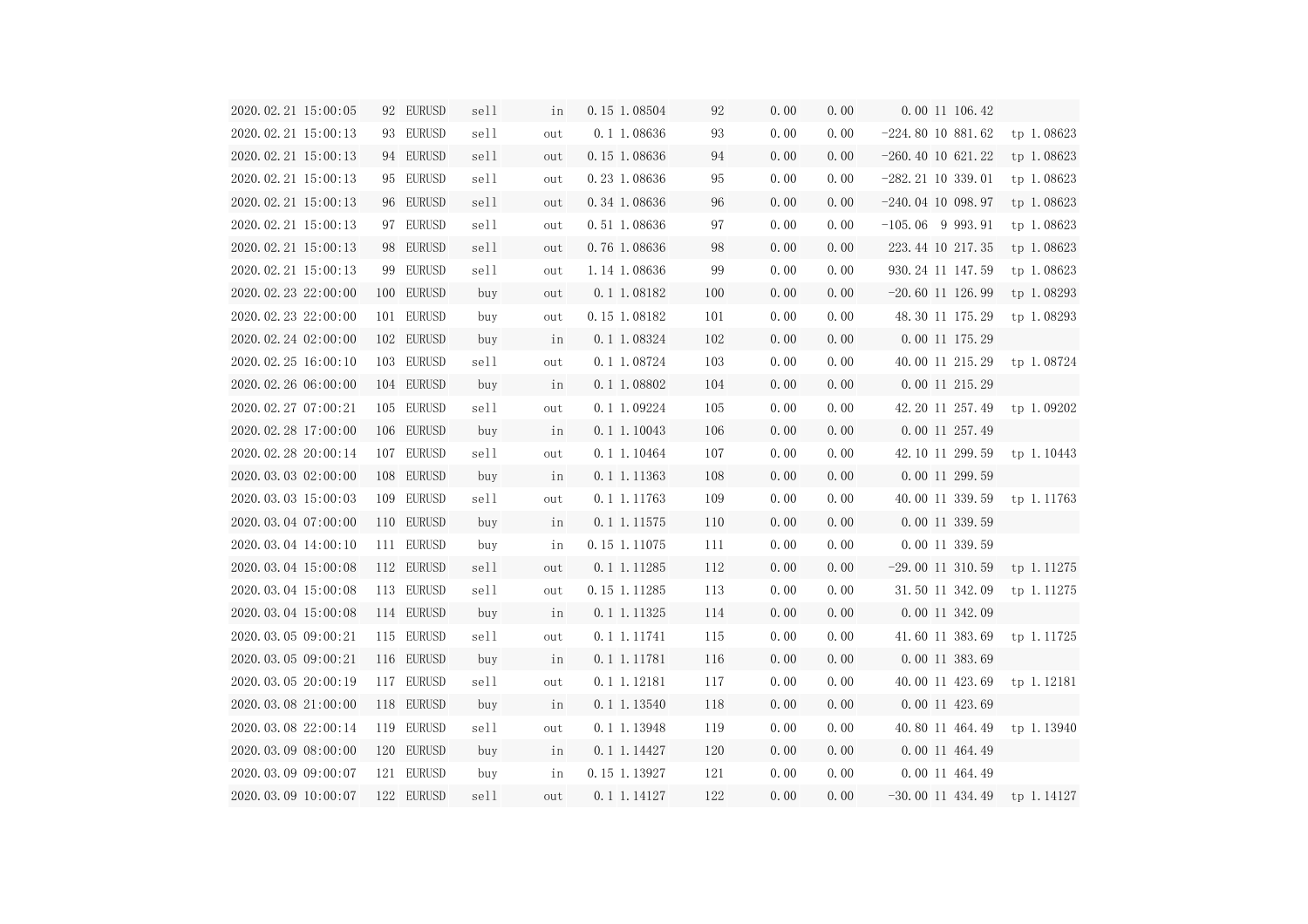| | | | | | | | | | | | | |
|---|---|---|---|---|---|---|---|---|---|---|---|---|
| 2020.02.21 15:00:05 | 92 | EURUSD | sell | in | 0.15 | 1.08504 | 92 | 0.00 | 0.00 | 0.00 | 11 106.42 | |
| 2020.02.21 15:00:13 | 93 | EURUSD | sell | out | 0.1 | 1.08636 | 93 | 0.00 | 0.00 | -224.80 | 10 881.62 | tp 1.08623 |
| 2020.02.21 15:00:13 | 94 | EURUSD | sell | out | 0.15 | 1.08636 | 94 | 0.00 | 0.00 | -260.40 | 10 621.22 | tp 1.08623 |
| 2020.02.21 15:00:13 | 95 | EURUSD | sell | out | 0.23 | 1.08636 | 95 | 0.00 | 0.00 | -282.21 | 10 339.01 | tp 1.08623 |
| 2020.02.21 15:00:13 | 96 | EURUSD | sell | out | 0.34 | 1.08636 | 96 | 0.00 | 0.00 | -240.04 | 10 098.97 | tp 1.08623 |
| 2020.02.21 15:00:13 | 97 | EURUSD | sell | out | 0.51 | 1.08636 | 97 | 0.00 | 0.00 | -105.06 | 9 993.91 | tp 1.08623 |
| 2020.02.21 15:00:13 | 98 | EURUSD | sell | out | 0.76 | 1.08636 | 98 | 0.00 | 0.00 | 223.44 | 10 217.35 | tp 1.08623 |
| 2020.02.21 15:00:13 | 99 | EURUSD | sell | out | 1.14 | 1.08636 | 99 | 0.00 | 0.00 | 930.24 | 11 147.59 | tp 1.08623 |
| 2020.02.23 22:00:00 | 100 | EURUSD | buy | out | 0.1 | 1.08182 | 100 | 0.00 | 0.00 | -20.60 | 11 126.99 | tp 1.08293 |
| 2020.02.23 22:00:00 | 101 | EURUSD | buy | out | 0.15 | 1.08182 | 101 | 0.00 | 0.00 | 48.30 | 11 175.29 | tp 1.08293 |
| 2020.02.24 02:00:00 | 102 | EURUSD | buy | in | 0.1 | 1.08324 | 102 | 0.00 | 0.00 | 0.00 | 11 175.29 | |
| 2020.02.25 16:00:10 | 103 | EURUSD | sell | out | 0.1 | 1.08724 | 103 | 0.00 | 0.00 | 40.00 | 11 215.29 | tp 1.08724 |
| 2020.02.26 06:00:00 | 104 | EURUSD | buy | in | 0.1 | 1.08802 | 104 | 0.00 | 0.00 | 0.00 | 11 215.29 | |
| 2020.02.27 07:00:21 | 105 | EURUSD | sell | out | 0.1 | 1.09224 | 105 | 0.00 | 0.00 | 42.20 | 11 257.49 | tp 1.09202 |
| 2020.02.28 17:00:00 | 106 | EURUSD | buy | in | 0.1 | 1.10043 | 106 | 0.00 | 0.00 | 0.00 | 11 257.49 | |
| 2020.02.28 20:00:14 | 107 | EURUSD | sell | out | 0.1 | 1.10464 | 107 | 0.00 | 0.00 | 42.10 | 11 299.59 | tp 1.10443 |
| 2020.03.03 02:00:00 | 108 | EURUSD | buy | in | 0.1 | 1.11363 | 108 | 0.00 | 0.00 | 0.00 | 11 299.59 | |
| 2020.03.03 15:00:03 | 109 | EURUSD | sell | out | 0.1 | 1.11763 | 109 | 0.00 | 0.00 | 40.00 | 11 339.59 | tp 1.11763 |
| 2020.03.04 07:00:00 | 110 | EURUSD | buy | in | 0.1 | 1.11575 | 110 | 0.00 | 0.00 | 0.00 | 11 339.59 | |
| 2020.03.04 14:00:10 | 111 | EURUSD | buy | in | 0.15 | 1.11075 | 111 | 0.00 | 0.00 | 0.00 | 11 339.59 | |
| 2020.03.04 15:00:08 | 112 | EURUSD | sell | out | 0.1 | 1.11285 | 112 | 0.00 | 0.00 | -29.00 | 11 310.59 | tp 1.11275 |
| 2020.03.04 15:00:08 | 113 | EURUSD | sell | out | 0.15 | 1.11285 | 113 | 0.00 | 0.00 | 31.50 | 11 342.09 | tp 1.11275 |
| 2020.03.04 15:00:08 | 114 | EURUSD | buy | in | 0.1 | 1.11325 | 114 | 0.00 | 0.00 | 0.00 | 11 342.09 | |
| 2020.03.05 09:00:21 | 115 | EURUSD | sell | out | 0.1 | 1.11741 | 115 | 0.00 | 0.00 | 41.60 | 11 383.69 | tp 1.11725 |
| 2020.03.05 09:00:21 | 116 | EURUSD | buy | in | 0.1 | 1.11781 | 116 | 0.00 | 0.00 | 0.00 | 11 383.69 | |
| 2020.03.05 20:00:19 | 117 | EURUSD | sell | out | 0.1 | 1.12181 | 117 | 0.00 | 0.00 | 40.00 | 11 423.69 | tp 1.12181 |
| 2020.03.08 21:00:00 | 118 | EURUSD | buy | in | 0.1 | 1.13540 | 118 | 0.00 | 0.00 | 0.00 | 11 423.69 | |
| 2020.03.08 22:00:14 | 119 | EURUSD | sell | out | 0.1 | 1.13948 | 119 | 0.00 | 0.00 | 40.80 | 11 464.49 | tp 1.13940 |
| 2020.03.09 08:00:00 | 120 | EURUSD | buy | in | 0.1 | 1.14427 | 120 | 0.00 | 0.00 | 0.00 | 11 464.49 | |
| 2020.03.09 09:00:07 | 121 | EURUSD | buy | in | 0.15 | 1.13927 | 121 | 0.00 | 0.00 | 0.00 | 11 464.49 | |
| 2020.03.09 10:00:07 | 122 | EURUSD | sell | out | 0.1 | 1.14127 | 122 | 0.00 | 0.00 | -30.00 | 11 434.49 | tp 1.14127 |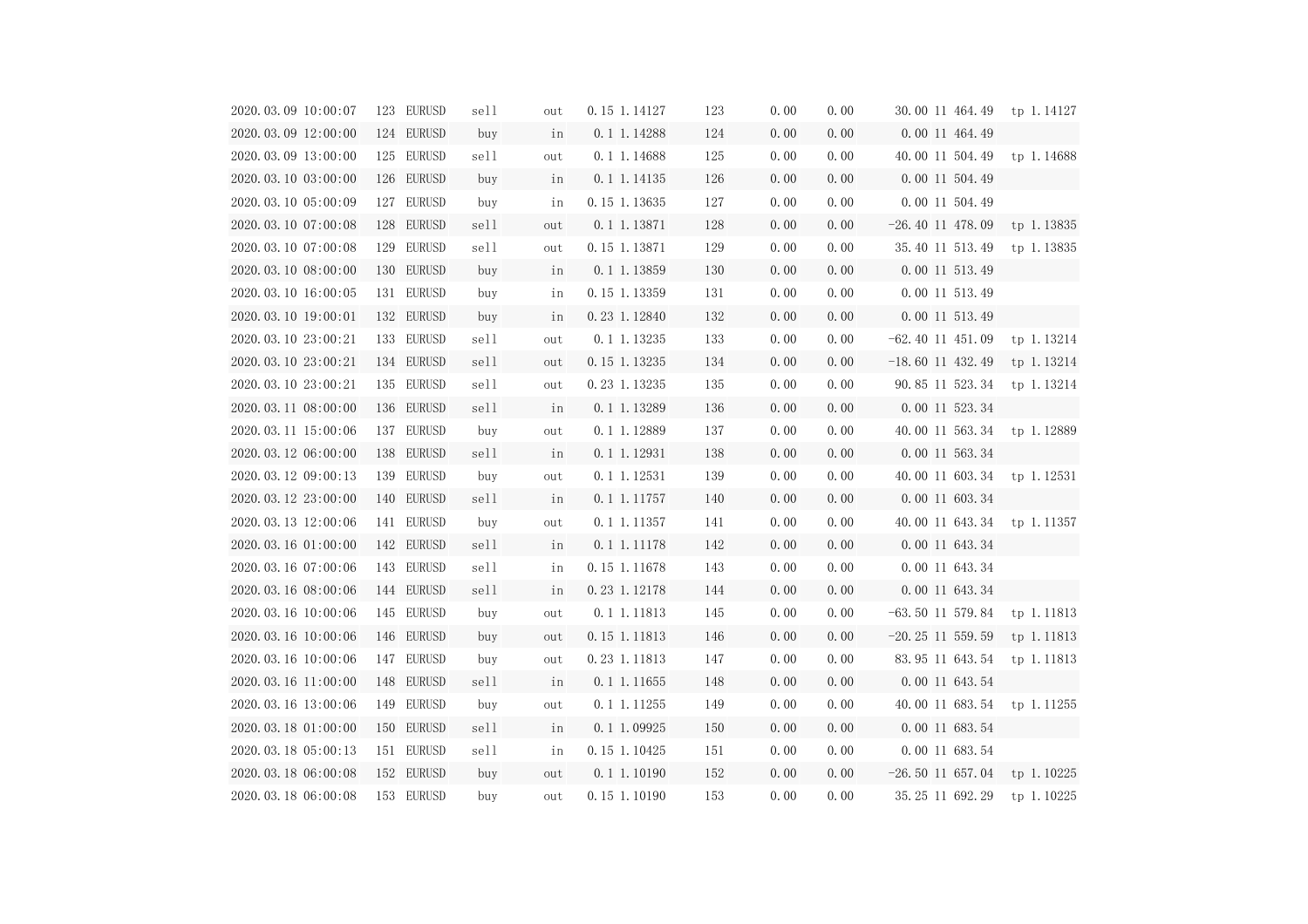| | | | | | | | | | | | | |
|---|---|---|---|---|---|---|---|---|---|---|---|---|
| 2020.03.09 10:00:07 | 123 | EURUSD | sell | out | 0.15 | 1.14127 | 123 | 0.00 | 0.00 | 30.00 | 11 464.49 | tp 1.14127 |
| 2020.03.09 12:00:00 | 124 | EURUSD | buy | in | 0.1 | 1.14288 | 124 | 0.00 | 0.00 | 0.00 | 11 464.49 | |
| 2020.03.09 13:00:00 | 125 | EURUSD | sell | out | 0.1 | 1.14688 | 125 | 0.00 | 0.00 | 40.00 | 11 504.49 | tp 1.14688 |
| 2020.03.10 03:00:00 | 126 | EURUSD | buy | in | 0.1 | 1.14135 | 126 | 0.00 | 0.00 | 0.00 | 11 504.49 | |
| 2020.03.10 05:00:09 | 127 | EURUSD | buy | in | 0.15 | 1.13635 | 127 | 0.00 | 0.00 | 0.00 | 11 504.49 | |
| 2020.03.10 07:00:08 | 128 | EURUSD | sell | out | 0.1 | 1.13871 | 128 | 0.00 | 0.00 | -26.40 | 11 478.09 | tp 1.13835 |
| 2020.03.10 07:00:08 | 129 | EURUSD | sell | out | 0.15 | 1.13871 | 129 | 0.00 | 0.00 | 35.40 | 11 513.49 | tp 1.13835 |
| 2020.03.10 08:00:00 | 130 | EURUSD | buy | in | 0.1 | 1.13859 | 130 | 0.00 | 0.00 | 0.00 | 11 513.49 | |
| 2020.03.10 16:00:05 | 131 | EURUSD | buy | in | 0.15 | 1.13359 | 131 | 0.00 | 0.00 | 0.00 | 11 513.49 | |
| 2020.03.10 19:00:01 | 132 | EURUSD | buy | in | 0.23 | 1.12840 | 132 | 0.00 | 0.00 | 0.00 | 11 513.49 | |
| 2020.03.10 23:00:21 | 133 | EURUSD | sell | out | 0.1 | 1.13235 | 133 | 0.00 | 0.00 | -62.40 | 11 451.09 | tp 1.13214 |
| 2020.03.10 23:00:21 | 134 | EURUSD | sell | out | 0.15 | 1.13235 | 134 | 0.00 | 0.00 | -18.60 | 11 432.49 | tp 1.13214 |
| 2020.03.10 23:00:21 | 135 | EURUSD | sell | out | 0.23 | 1.13235 | 135 | 0.00 | 0.00 | 90.85 | 11 523.34 | tp 1.13214 |
| 2020.03.11 08:00:00 | 136 | EURUSD | sell | in | 0.1 | 1.13289 | 136 | 0.00 | 0.00 | 0.00 | 11 523.34 | |
| 2020.03.11 15:00:06 | 137 | EURUSD | buy | out | 0.1 | 1.12889 | 137 | 0.00 | 0.00 | 40.00 | 11 563.34 | tp 1.12889 |
| 2020.03.12 06:00:00 | 138 | EURUSD | sell | in | 0.1 | 1.12931 | 138 | 0.00 | 0.00 | 0.00 | 11 563.34 | |
| 2020.03.12 09:00:13 | 139 | EURUSD | buy | out | 0.1 | 1.12531 | 139 | 0.00 | 0.00 | 40.00 | 11 603.34 | tp 1.12531 |
| 2020.03.12 23:00:00 | 140 | EURUSD | sell | in | 0.1 | 1.11757 | 140 | 0.00 | 0.00 | 0.00 | 11 603.34 | |
| 2020.03.13 12:00:06 | 141 | EURUSD | buy | out | 0.1 | 1.11357 | 141 | 0.00 | 0.00 | 40.00 | 11 643.34 | tp 1.11357 |
| 2020.03.16 01:00:00 | 142 | EURUSD | sell | in | 0.1 | 1.11178 | 142 | 0.00 | 0.00 | 0.00 | 11 643.34 | |
| 2020.03.16 07:00:06 | 143 | EURUSD | sell | in | 0.15 | 1.11678 | 143 | 0.00 | 0.00 | 0.00 | 11 643.34 | |
| 2020.03.16 08:00:06 | 144 | EURUSD | sell | in | 0.23 | 1.12178 | 144 | 0.00 | 0.00 | 0.00 | 11 643.34 | |
| 2020.03.16 10:00:06 | 145 | EURUSD | buy | out | 0.1 | 1.11813 | 145 | 0.00 | 0.00 | -63.50 | 11 579.84 | tp 1.11813 |
| 2020.03.16 10:00:06 | 146 | EURUSD | buy | out | 0.15 | 1.11813 | 146 | 0.00 | 0.00 | -20.25 | 11 559.59 | tp 1.11813 |
| 2020.03.16 10:00:06 | 147 | EURUSD | buy | out | 0.23 | 1.11813 | 147 | 0.00 | 0.00 | 83.95 | 11 643.54 | tp 1.11813 |
| 2020.03.16 11:00:00 | 148 | EURUSD | sell | in | 0.1 | 1.11655 | 148 | 0.00 | 0.00 | 0.00 | 11 643.54 | |
| 2020.03.16 13:00:06 | 149 | EURUSD | buy | out | 0.1 | 1.11255 | 149 | 0.00 | 0.00 | 40.00 | 11 683.54 | tp 1.11255 |
| 2020.03.18 01:00:00 | 150 | EURUSD | sell | in | 0.1 | 1.09925 | 150 | 0.00 | 0.00 | 0.00 | 11 683.54 | |
| 2020.03.18 05:00:13 | 151 | EURUSD | sell | in | 0.15 | 1.10425 | 151 | 0.00 | 0.00 | 0.00 | 11 683.54 | |
| 2020.03.18 06:00:08 | 152 | EURUSD | buy | out | 0.1 | 1.10190 | 152 | 0.00 | 0.00 | -26.50 | 11 657.04 | tp 1.10225 |
| 2020.03.18 06:00:08 | 153 | EURUSD | buy | out | 0.15 | 1.10190 | 153 | 0.00 | 0.00 | 35.25 | 11 692.29 | tp 1.10225 |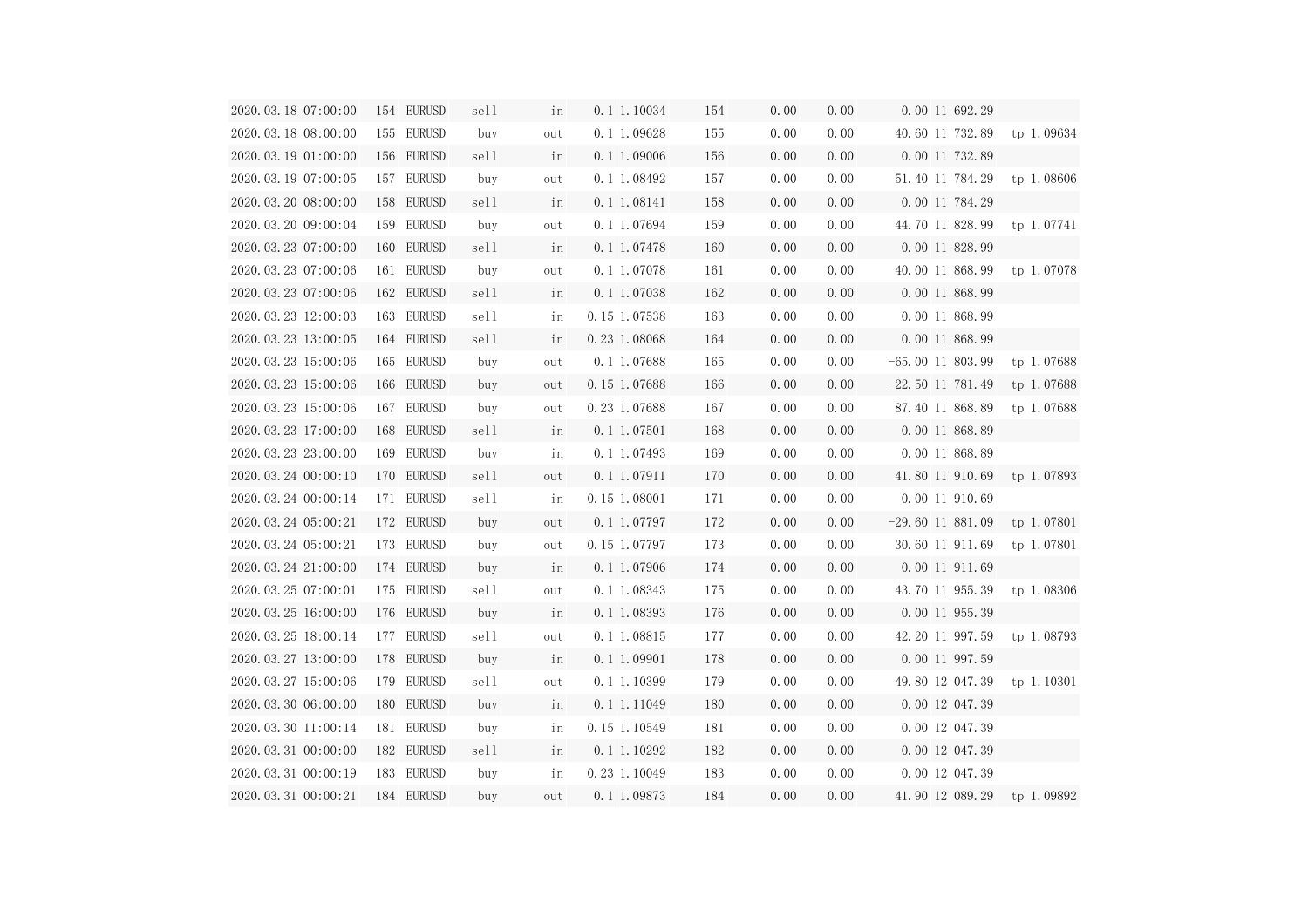| | | | | | | | | | | | | |
|---|---|---|---|---|---|---|---|---|---|---|---|---|
| 2020.03.18 07:00:00 | 154 | EURUSD | sell | in | 0.1 | 1.10034 | 154 | 0.00 | 0.00 | 0.00 | 11 692.29 | |
| 2020.03.18 08:00:00 | 155 | EURUSD | buy | out | 0.1 | 1.09628 | 155 | 0.00 | 0.00 | 40.60 | 11 732.89 | tp 1.09634 |
| 2020.03.19 01:00:00 | 156 | EURUSD | sell | in | 0.1 | 1.09006 | 156 | 0.00 | 0.00 | 0.00 | 11 732.89 | |
| 2020.03.19 07:00:05 | 157 | EURUSD | buy | out | 0.1 | 1.08492 | 157 | 0.00 | 0.00 | 51.40 | 11 784.29 | tp 1.08606 |
| 2020.03.20 08:00:00 | 158 | EURUSD | sell | in | 0.1 | 1.08141 | 158 | 0.00 | 0.00 | 0.00 | 11 784.29 | |
| 2020.03.20 09:00:04 | 159 | EURUSD | buy | out | 0.1 | 1.07694 | 159 | 0.00 | 0.00 | 44.70 | 11 828.99 | tp 1.07741 |
| 2020.03.23 07:00:00 | 160 | EURUSD | sell | in | 0.1 | 1.07478 | 160 | 0.00 | 0.00 | 0.00 | 11 828.99 | |
| 2020.03.23 07:00:06 | 161 | EURUSD | buy | out | 0.1 | 1.07078 | 161 | 0.00 | 0.00 | 40.00 | 11 868.99 | tp 1.07078 |
| 2020.03.23 07:00:06 | 162 | EURUSD | sell | in | 0.1 | 1.07038 | 162 | 0.00 | 0.00 | 0.00 | 11 868.99 | |
| 2020.03.23 12:00:03 | 163 | EURUSD | sell | in | 0.15 | 1.07538 | 163 | 0.00 | 0.00 | 0.00 | 11 868.99 | |
| 2020.03.23 13:00:05 | 164 | EURUSD | sell | in | 0.23 | 1.08068 | 164 | 0.00 | 0.00 | 0.00 | 11 868.99 | |
| 2020.03.23 15:00:06 | 165 | EURUSD | buy | out | 0.1 | 1.07688 | 165 | 0.00 | 0.00 | -65.00 | 11 803.99 | tp 1.07688 |
| 2020.03.23 15:00:06 | 166 | EURUSD | buy | out | 0.15 | 1.07688 | 166 | 0.00 | 0.00 | -22.50 | 11 781.49 | tp 1.07688 |
| 2020.03.23 15:00:06 | 167 | EURUSD | buy | out | 0.23 | 1.07688 | 167 | 0.00 | 0.00 | 87.40 | 11 868.89 | tp 1.07688 |
| 2020.03.23 17:00:00 | 168 | EURUSD | sell | in | 0.1 | 1.07501 | 168 | 0.00 | 0.00 | 0.00 | 11 868.89 | |
| 2020.03.23 23:00:00 | 169 | EURUSD | buy | in | 0.1 | 1.07493 | 169 | 0.00 | 0.00 | 0.00 | 11 868.89 | |
| 2020.03.24 00:00:10 | 170 | EURUSD | sell | out | 0.1 | 1.07911 | 170 | 0.00 | 0.00 | 41.80 | 11 910.69 | tp 1.07893 |
| 2020.03.24 00:00:14 | 171 | EURUSD | sell | in | 0.15 | 1.08001 | 171 | 0.00 | 0.00 | 0.00 | 11 910.69 | |
| 2020.03.24 05:00:21 | 172 | EURUSD | buy | out | 0.1 | 1.07797 | 172 | 0.00 | 0.00 | -29.60 | 11 881.09 | tp 1.07801 |
| 2020.03.24 05:00:21 | 173 | EURUSD | buy | out | 0.15 | 1.07797 | 173 | 0.00 | 0.00 | 30.60 | 11 911.69 | tp 1.07801 |
| 2020.03.24 21:00:00 | 174 | EURUSD | buy | in | 0.1 | 1.07906 | 174 | 0.00 | 0.00 | 0.00 | 11 911.69 | |
| 2020.03.25 07:00:01 | 175 | EURUSD | sell | out | 0.1 | 1.08343 | 175 | 0.00 | 0.00 | 43.70 | 11 955.39 | tp 1.08306 |
| 2020.03.25 16:00:00 | 176 | EURUSD | buy | in | 0.1 | 1.08393 | 176 | 0.00 | 0.00 | 0.00 | 11 955.39 | |
| 2020.03.25 18:00:14 | 177 | EURUSD | sell | out | 0.1 | 1.08815 | 177 | 0.00 | 0.00 | 42.20 | 11 997.59 | tp 1.08793 |
| 2020.03.27 13:00:00 | 178 | EURUSD | buy | in | 0.1 | 1.09901 | 178 | 0.00 | 0.00 | 0.00 | 11 997.59 | |
| 2020.03.27 15:00:06 | 179 | EURUSD | sell | out | 0.1 | 1.10399 | 179 | 0.00 | 0.00 | 49.80 | 12 047.39 | tp 1.10301 |
| 2020.03.30 06:00:00 | 180 | EURUSD | buy | in | 0.1 | 1.11049 | 180 | 0.00 | 0.00 | 0.00 | 12 047.39 | |
| 2020.03.30 11:00:14 | 181 | EURUSD | buy | in | 0.15 | 1.10549 | 181 | 0.00 | 0.00 | 0.00 | 12 047.39 | |
| 2020.03.31 00:00:00 | 182 | EURUSD | sell | in | 0.1 | 1.10292 | 182 | 0.00 | 0.00 | 0.00 | 12 047.39 | |
| 2020.03.31 00:00:19 | 183 | EURUSD | buy | in | 0.23 | 1.10049 | 183 | 0.00 | 0.00 | 0.00 | 12 047.39 | |
| 2020.03.31 00:00:21 | 184 | EURUSD | buy | out | 0.1 | 1.09873 | 184 | 0.00 | 0.00 | 41.90 | 12 089.29 | tp 1.09892 |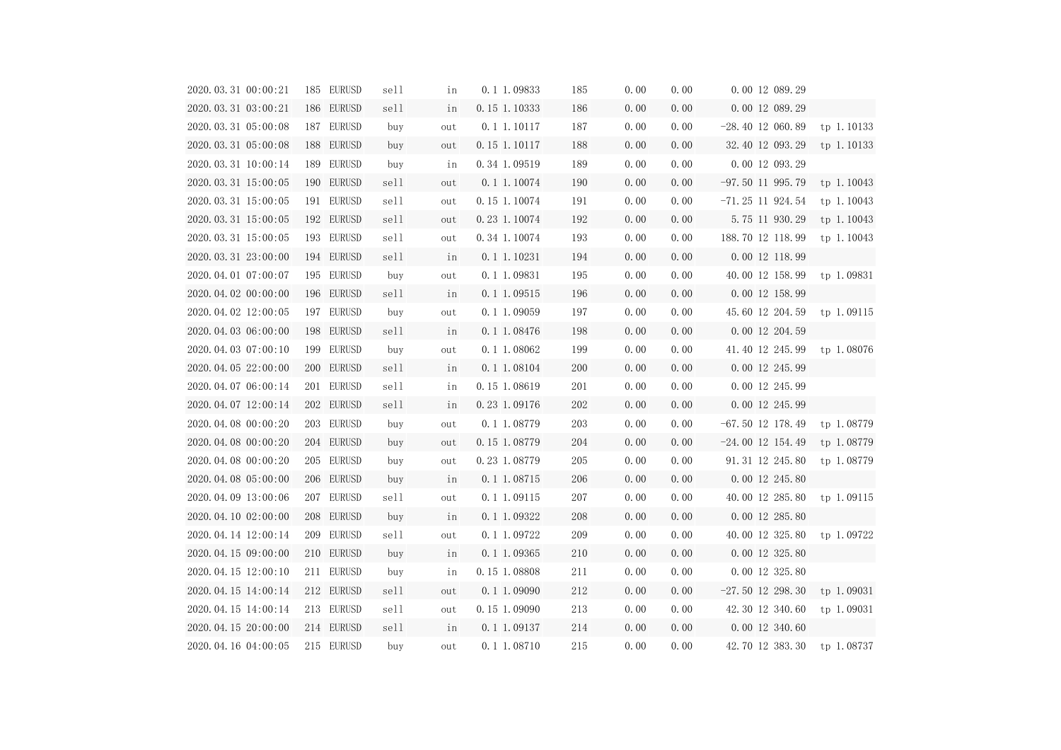| | | | | | | | | | | | | |
|---|---|---|---|---|---|---|---|---|---|---|---|---|
| 2020.03.31 00:00:21 | 185 | EURUSD | sell | in | 0.1 | 1.09833 | 185 | 0.00 | 0.00 | 0.00 | 12 089.29 | |
| 2020.03.31 03:00:21 | 186 | EURUSD | sell | in | 0.15 | 1.10333 | 186 | 0.00 | 0.00 | 0.00 | 12 089.29 | |
| 2020.03.31 05:00:08 | 187 | EURUSD | buy | out | 0.1 | 1.10117 | 187 | 0.00 | 0.00 | -28.40 | 12 060.89 | tp 1.10133 |
| 2020.03.31 05:00:08 | 188 | EURUSD | buy | out | 0.15 | 1.10117 | 188 | 0.00 | 0.00 | 32.40 | 12 093.29 | tp 1.10133 |
| 2020.03.31 10:00:14 | 189 | EURUSD | buy | in | 0.34 | 1.09519 | 189 | 0.00 | 0.00 | 0.00 | 12 093.29 | |
| 2020.03.31 15:00:05 | 190 | EURUSD | sell | out | 0.1 | 1.10074 | 190 | 0.00 | 0.00 | -97.50 | 11 995.79 | tp 1.10043 |
| 2020.03.31 15:00:05 | 191 | EURUSD | sell | out | 0.15 | 1.10074 | 191 | 0.00 | 0.00 | -71.25 | 11 924.54 | tp 1.10043 |
| 2020.03.31 15:00:05 | 192 | EURUSD | sell | out | 0.23 | 1.10074 | 192 | 0.00 | 0.00 | 5.75 | 11 930.29 | tp 1.10043 |
| 2020.03.31 15:00:05 | 193 | EURUSD | sell | out | 0.34 | 1.10074 | 193 | 0.00 | 0.00 | 188.70 | 12 118.99 | tp 1.10043 |
| 2020.03.31 23:00:00 | 194 | EURUSD | sell | in | 0.1 | 1.10231 | 194 | 0.00 | 0.00 | 0.00 | 12 118.99 | |
| 2020.04.01 07:00:07 | 195 | EURUSD | buy | out | 0.1 | 1.09831 | 195 | 0.00 | 0.00 | 40.00 | 12 158.99 | tp 1.09831 |
| 2020.04.02 00:00:00 | 196 | EURUSD | sell | in | 0.1 | 1.09515 | 196 | 0.00 | 0.00 | 0.00 | 12 158.99 | |
| 2020.04.02 12:00:05 | 197 | EURUSD | buy | out | 0.1 | 1.09059 | 197 | 0.00 | 0.00 | 45.60 | 12 204.59 | tp 1.09115 |
| 2020.04.03 06:00:00 | 198 | EURUSD | sell | in | 0.1 | 1.08476 | 198 | 0.00 | 0.00 | 0.00 | 12 204.59 | |
| 2020.04.03 07:00:10 | 199 | EURUSD | buy | out | 0.1 | 1.08062 | 199 | 0.00 | 0.00 | 41.40 | 12 245.99 | tp 1.08076 |
| 2020.04.05 22:00:00 | 200 | EURUSD | sell | in | 0.1 | 1.08104 | 200 | 0.00 | 0.00 | 0.00 | 12 245.99 | |
| 2020.04.07 06:00:14 | 201 | EURUSD | sell | in | 0.15 | 1.08619 | 201 | 0.00 | 0.00 | 0.00 | 12 245.99 | |
| 2020.04.07 12:00:14 | 202 | EURUSD | sell | in | 0.23 | 1.09176 | 202 | 0.00 | 0.00 | 0.00 | 12 245.99 | |
| 2020.04.08 00:00:20 | 203 | EURUSD | buy | out | 0.1 | 1.08779 | 203 | 0.00 | 0.00 | -67.50 | 12 178.49 | tp 1.08779 |
| 2020.04.08 00:00:20 | 204 | EURUSD | buy | out | 0.15 | 1.08779 | 204 | 0.00 | 0.00 | -24.00 | 12 154.49 | tp 1.08779 |
| 2020.04.08 00:00:20 | 205 | EURUSD | buy | out | 0.23 | 1.08779 | 205 | 0.00 | 0.00 | 91.31 | 12 245.80 | tp 1.08779 |
| 2020.04.08 05:00:00 | 206 | EURUSD | buy | in | 0.1 | 1.08715 | 206 | 0.00 | 0.00 | 0.00 | 12 245.80 | |
| 2020.04.09 13:00:06 | 207 | EURUSD | sell | out | 0.1 | 1.09115 | 207 | 0.00 | 0.00 | 40.00 | 12 285.80 | tp 1.09115 |
| 2020.04.10 02:00:00 | 208 | EURUSD | buy | in | 0.1 | 1.09322 | 208 | 0.00 | 0.00 | 0.00 | 12 285.80 | |
| 2020.04.14 12:00:14 | 209 | EURUSD | sell | out | 0.1 | 1.09722 | 209 | 0.00 | 0.00 | 40.00 | 12 325.80 | tp 1.09722 |
| 2020.04.15 09:00:00 | 210 | EURUSD | buy | in | 0.1 | 1.09365 | 210 | 0.00 | 0.00 | 0.00 | 12 325.80 | |
| 2020.04.15 12:00:10 | 211 | EURUSD | buy | in | 0.15 | 1.08808 | 211 | 0.00 | 0.00 | 0.00 | 12 325.80 | |
| 2020.04.15 14:00:14 | 212 | EURUSD | sell | out | 0.1 | 1.09090 | 212 | 0.00 | 0.00 | -27.50 | 12 298.30 | tp 1.09031 |
| 2020.04.15 14:00:14 | 213 | EURUSD | sell | out | 0.15 | 1.09090 | 213 | 0.00 | 0.00 | 42.30 | 12 340.60 | tp 1.09031 |
| 2020.04.15 20:00:00 | 214 | EURUSD | sell | in | 0.1 | 1.09137 | 214 | 0.00 | 0.00 | 0.00 | 12 340.60 | |
| 2020.04.16 04:00:05 | 215 | EURUSD | buy | out | 0.1 | 1.08710 | 215 | 0.00 | 0.00 | 42.70 | 12 383.30 | tp 1.08737 |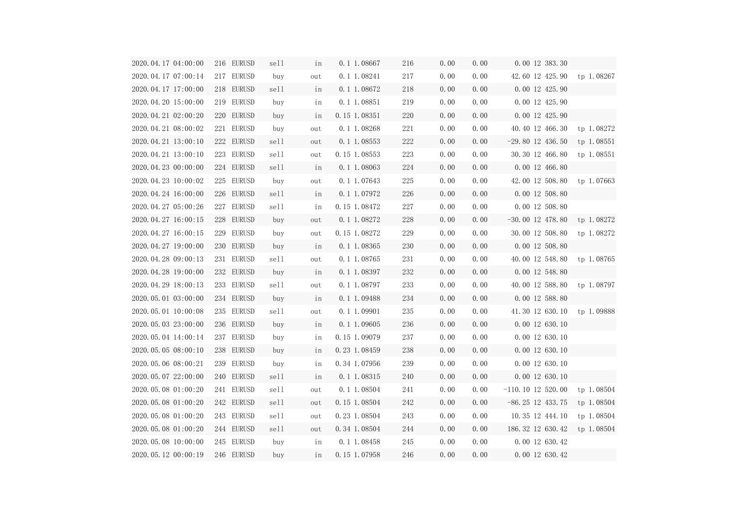| | | | | | | | | | | | | |
|---|---|---|---|---|---|---|---|---|---|---|---|---|
| 2020.04.17 04:00:00 | 216 | EURUSD | sell | in | 0.1 | 1.08667 | 216 | 0.00 | 0.00 | 0.00 | 12 383.30 | |
| 2020.04.17 07:00:14 | 217 | EURUSD | buy | out | 0.1 | 1.08241 | 217 | 0.00 | 0.00 | 42.60 | 12 425.90 | tp 1.08267 |
| 2020.04.17 17:00:00 | 218 | EURUSD | sell | in | 0.1 | 1.08672 | 218 | 0.00 | 0.00 | 0.00 | 12 425.90 | |
| 2020.04.20 15:00:00 | 219 | EURUSD | buy | in | 0.1 | 1.08851 | 219 | 0.00 | 0.00 | 0.00 | 12 425.90 | |
| 2020.04.21 02:00:20 | 220 | EURUSD | buy | in | 0.15 | 1.08351 | 220 | 0.00 | 0.00 | 0.00 | 12 425.90 | |
| 2020.04.21 08:00:02 | 221 | EURUSD | buy | out | 0.1 | 1.08268 | 221 | 0.00 | 0.00 | 40.40 | 12 466.30 | tp 1.08272 |
| 2020.04.21 13:00:10 | 222 | EURUSD | sell | out | 0.1 | 1.08553 | 222 | 0.00 | 0.00 | -29.80 | 12 436.50 | tp 1.08551 |
| 2020.04.21 13:00:10 | 223 | EURUSD | sell | out | 0.15 | 1.08553 | 223 | 0.00 | 0.00 | 30.30 | 12 466.80 | tp 1.08551 |
| 2020.04.23 00:00:00 | 224 | EURUSD | sell | in | 0.1 | 1.08063 | 224 | 0.00 | 0.00 | 0.00 | 12 466.80 | |
| 2020.04.23 10:00:02 | 225 | EURUSD | buy | out | 0.1 | 1.07643 | 225 | 0.00 | 0.00 | 42.00 | 12 508.80 | tp 1.07663 |
| 2020.04.24 16:00:00 | 226 | EURUSD | sell | in | 0.1 | 1.07972 | 226 | 0.00 | 0.00 | 0.00 | 12 508.80 | |
| 2020.04.27 05:00:26 | 227 | EURUSD | sell | in | 0.15 | 1.08472 | 227 | 0.00 | 0.00 | 0.00 | 12 508.80 | |
| 2020.04.27 16:00:15 | 228 | EURUSD | buy | out | 0.1 | 1.08272 | 228 | 0.00 | 0.00 | -30.00 | 12 478.80 | tp 1.08272 |
| 2020.04.27 16:00:15 | 229 | EURUSD | buy | out | 0.15 | 1.08272 | 229 | 0.00 | 0.00 | 30.00 | 12 508.80 | tp 1.08272 |
| 2020.04.27 19:00:00 | 230 | EURUSD | buy | in | 0.1 | 1.08365 | 230 | 0.00 | 0.00 | 0.00 | 12 508.80 | |
| 2020.04.28 09:00:13 | 231 | EURUSD | sell | out | 0.1 | 1.08765 | 231 | 0.00 | 0.00 | 40.00 | 12 548.80 | tp 1.08765 |
| 2020.04.28 19:00:00 | 232 | EURUSD | buy | in | 0.1 | 1.08397 | 232 | 0.00 | 0.00 | 0.00 | 12 548.80 | |
| 2020.04.29 18:00:13 | 233 | EURUSD | sell | out | 0.1 | 1.08797 | 233 | 0.00 | 0.00 | 40.00 | 12 588.80 | tp 1.08797 |
| 2020.05.01 03:00:00 | 234 | EURUSD | buy | in | 0.1 | 1.09488 | 234 | 0.00 | 0.00 | 0.00 | 12 588.80 | |
| 2020.05.01 10:00:08 | 235 | EURUSD | sell | out | 0.1 | 1.09901 | 235 | 0.00 | 0.00 | 41.30 | 12 630.10 | tp 1.09888 |
| 2020.05.03 23:00:00 | 236 | EURUSD | buy | in | 0.1 | 1.09605 | 236 | 0.00 | 0.00 | 0.00 | 12 630.10 | |
| 2020.05.04 14:00:14 | 237 | EURUSD | buy | in | 0.15 | 1.09079 | 237 | 0.00 | 0.00 | 0.00 | 12 630.10 | |
| 2020.05.05 08:00:10 | 238 | EURUSD | buy | in | 0.23 | 1.08459 | 238 | 0.00 | 0.00 | 0.00 | 12 630.10 | |
| 2020.05.06 08:00:21 | 239 | EURUSD | buy | in | 0.34 | 1.07956 | 239 | 0.00 | 0.00 | 0.00 | 12 630.10 | |
| 2020.05.07 22:00:00 | 240 | EURUSD | sell | in | 0.1 | 1.08315 | 240 | 0.00 | 0.00 | 0.00 | 12 630.10 | |
| 2020.05.08 01:00:20 | 241 | EURUSD | sell | out | 0.1 | 1.08504 | 241 | 0.00 | 0.00 | -110.10 | 12 520.00 | tp 1.08504 |
| 2020.05.08 01:00:20 | 242 | EURUSD | sell | out | 0.15 | 1.08504 | 242 | 0.00 | 0.00 | -86.25 | 12 433.75 | tp 1.08504 |
| 2020.05.08 01:00:20 | 243 | EURUSD | sell | out | 0.23 | 1.08504 | 243 | 0.00 | 0.00 | 10.35 | 12 444.10 | tp 1.08504 |
| 2020.05.08 01:00:20 | 244 | EURUSD | sell | out | 0.34 | 1.08504 | 244 | 0.00 | 0.00 | 186.32 | 12 630.42 | tp 1.08504 |
| 2020.05.08 10:00:00 | 245 | EURUSD | buy | in | 0.1 | 1.08458 | 245 | 0.00 | 0.00 | 0.00 | 12 630.42 | |
| 2020.05.12 00:00:19 | 246 | EURUSD | buy | in | 0.15 | 1.07958 | 246 | 0.00 | 0.00 | 0.00 | 12 630.42 | |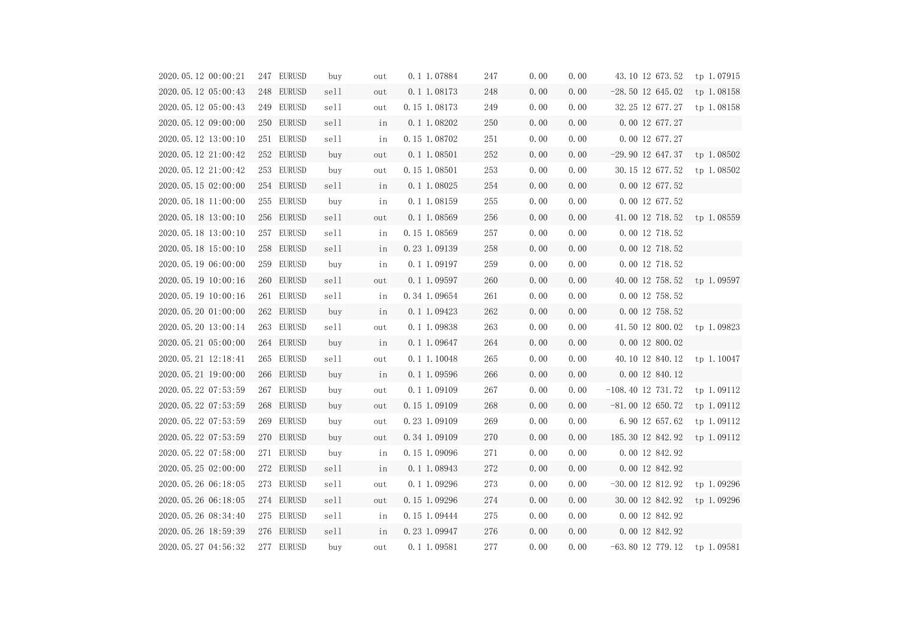| | | | | | | | | | | | | |
|---|---|---|---|---|---|---|---|---|---|---|---|---|
| 2020.05.12 00:00:21 | 247 | EURUSD | buy | out | 0.1 | 1.07884 | 247 | 0.00 | 0.00 | 43.10 | 12 673.52 | tp 1.07915 |
| 2020.05.12 05:00:43 | 248 | EURUSD | sell | out | 0.1 | 1.08173 | 248 | 0.00 | 0.00 | -28.50 | 12 645.02 | tp 1.08158 |
| 2020.05.12 05:00:43 | 249 | EURUSD | sell | out | 0.15 | 1.08173 | 249 | 0.00 | 0.00 | 32.25 | 12 677.27 | tp 1.08158 |
| 2020.05.12 09:00:00 | 250 | EURUSD | sell | in | 0.1 | 1.08202 | 250 | 0.00 | 0.00 | 0.00 | 12 677.27 | |
| 2020.05.12 13:00:10 | 251 | EURUSD | sell | in | 0.15 | 1.08702 | 251 | 0.00 | 0.00 | 0.00 | 12 677.27 | |
| 2020.05.12 21:00:42 | 252 | EURUSD | buy | out | 0.1 | 1.08501 | 252 | 0.00 | 0.00 | -29.90 | 12 647.37 | tp 1.08502 |
| 2020.05.12 21:00:42 | 253 | EURUSD | buy | out | 0.15 | 1.08501 | 253 | 0.00 | 0.00 | 30.15 | 12 677.52 | tp 1.08502 |
| 2020.05.15 02:00:00 | 254 | EURUSD | sell | in | 0.1 | 1.08025 | 254 | 0.00 | 0.00 | 0.00 | 12 677.52 | |
| 2020.05.18 11:00:00 | 255 | EURUSD | buy | in | 0.1 | 1.08159 | 255 | 0.00 | 0.00 | 0.00 | 12 677.52 | |
| 2020.05.18 13:00:10 | 256 | EURUSD | sell | out | 0.1 | 1.08569 | 256 | 0.00 | 0.00 | 41.00 | 12 718.52 | tp 1.08559 |
| 2020.05.18 13:00:10 | 257 | EURUSD | sell | in | 0.15 | 1.08569 | 257 | 0.00 | 0.00 | 0.00 | 12 718.52 | |
| 2020.05.18 15:00:10 | 258 | EURUSD | sell | in | 0.23 | 1.09139 | 258 | 0.00 | 0.00 | 0.00 | 12 718.52 | |
| 2020.05.19 06:00:00 | 259 | EURUSD | buy | in | 0.1 | 1.09197 | 259 | 0.00 | 0.00 | 0.00 | 12 718.52 | |
| 2020.05.19 10:00:16 | 260 | EURUSD | sell | out | 0.1 | 1.09597 | 260 | 0.00 | 0.00 | 40.00 | 12 758.52 | tp 1.09597 |
| 2020.05.19 10:00:16 | 261 | EURUSD | sell | in | 0.34 | 1.09654 | 261 | 0.00 | 0.00 | 0.00 | 12 758.52 | |
| 2020.05.20 01:00:00 | 262 | EURUSD | buy | in | 0.1 | 1.09423 | 262 | 0.00 | 0.00 | 0.00 | 12 758.52 | |
| 2020.05.20 13:00:14 | 263 | EURUSD | sell | out | 0.1 | 1.09838 | 263 | 0.00 | 0.00 | 41.50 | 12 800.02 | tp 1.09823 |
| 2020.05.21 05:00:00 | 264 | EURUSD | buy | in | 0.1 | 1.09647 | 264 | 0.00 | 0.00 | 0.00 | 12 800.02 | |
| 2020.05.21 12:18:41 | 265 | EURUSD | sell | out | 0.1 | 1.10048 | 265 | 0.00 | 0.00 | 40.10 | 12 840.12 | tp 1.10047 |
| 2020.05.21 19:00:00 | 266 | EURUSD | buy | in | 0.1 | 1.09596 | 266 | 0.00 | 0.00 | 0.00 | 12 840.12 | |
| 2020.05.22 07:53:59 | 267 | EURUSD | buy | out | 0.1 | 1.09109 | 267 | 0.00 | 0.00 | -108.40 | 12 731.72 | tp 1.09112 |
| 2020.05.22 07:53:59 | 268 | EURUSD | buy | out | 0.15 | 1.09109 | 268 | 0.00 | 0.00 | -81.00 | 12 650.72 | tp 1.09112 |
| 2020.05.22 07:53:59 | 269 | EURUSD | buy | out | 0.23 | 1.09109 | 269 | 0.00 | 0.00 | 6.90 | 12 657.62 | tp 1.09112 |
| 2020.05.22 07:53:59 | 270 | EURUSD | buy | out | 0.34 | 1.09109 | 270 | 0.00 | 0.00 | 185.30 | 12 842.92 | tp 1.09112 |
| 2020.05.22 07:58:00 | 271 | EURUSD | buy | in | 0.15 | 1.09096 | 271 | 0.00 | 0.00 | 0.00 | 12 842.92 | |
| 2020.05.25 02:00:00 | 272 | EURUSD | sell | in | 0.1 | 1.08943 | 272 | 0.00 | 0.00 | 0.00 | 12 842.92 | |
| 2020.05.26 06:18:05 | 273 | EURUSD | sell | out | 0.1 | 1.09296 | 273 | 0.00 | 0.00 | -30.00 | 12 812.92 | tp 1.09296 |
| 2020.05.26 06:18:05 | 274 | EURUSD | sell | out | 0.15 | 1.09296 | 274 | 0.00 | 0.00 | 30.00 | 12 842.92 | tp 1.09296 |
| 2020.05.26 08:34:40 | 275 | EURUSD | sell | in | 0.15 | 1.09444 | 275 | 0.00 | 0.00 | 0.00 | 12 842.92 | |
| 2020.05.26 18:59:39 | 276 | EURUSD | sell | in | 0.23 | 1.09947 | 276 | 0.00 | 0.00 | 0.00 | 12 842.92 | |
| 2020.05.27 04:56:32 | 277 | EURUSD | buy | out | 0.1 | 1.09581 | 277 | 0.00 | 0.00 | -63.80 | 12 779.12 | tp 1.09581 |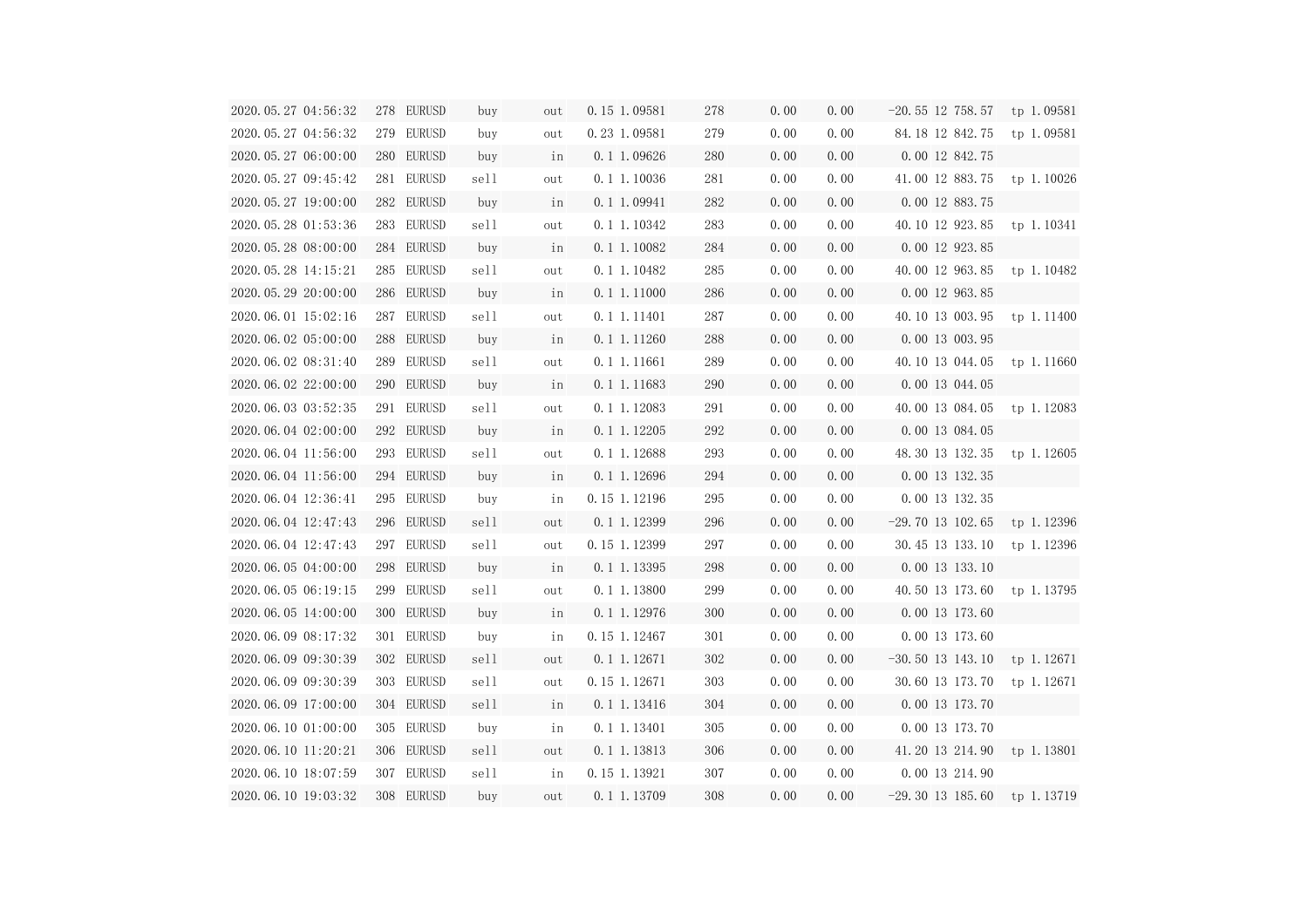| | | | | | | | | | | | | |
|---|---|---|---|---|---|---|---|---|---|---|---|---|
| 2020.05.27 04:56:32 | 278 | EURUSD | buy | out | 0.15 | 1.09581 | 278 | 0.00 | 0.00 | -20.55 | 12 758.57 | tp 1.09581 |
| 2020.05.27 04:56:32 | 279 | EURUSD | buy | out | 0.23 | 1.09581 | 279 | 0.00 | 0.00 | 84.18 | 12 842.75 | tp 1.09581 |
| 2020.05.27 06:00:00 | 280 | EURUSD | buy | in | 0.1 | 1.09626 | 280 | 0.00 | 0.00 | 0.00 | 12 842.75 | |
| 2020.05.27 09:45:42 | 281 | EURUSD | sell | out | 0.1 | 1.10036 | 281 | 0.00 | 0.00 | 41.00 | 12 883.75 | tp 1.10026 |
| 2020.05.27 19:00:00 | 282 | EURUSD | buy | in | 0.1 | 1.09941 | 282 | 0.00 | 0.00 | 0.00 | 12 883.75 | |
| 2020.05.28 01:53:36 | 283 | EURUSD | sell | out | 0.1 | 1.10342 | 283 | 0.00 | 0.00 | 40.10 | 12 923.85 | tp 1.10341 |
| 2020.05.28 08:00:00 | 284 | EURUSD | buy | in | 0.1 | 1.10082 | 284 | 0.00 | 0.00 | 0.00 | 12 923.85 | |
| 2020.05.28 14:15:21 | 285 | EURUSD | sell | out | 0.1 | 1.10482 | 285 | 0.00 | 0.00 | 40.00 | 12 963.85 | tp 1.10482 |
| 2020.05.29 20:00:00 | 286 | EURUSD | buy | in | 0.1 | 1.11000 | 286 | 0.00 | 0.00 | 0.00 | 12 963.85 | |
| 2020.06.01 15:02:16 | 287 | EURUSD | sell | out | 0.1 | 1.11401 | 287 | 0.00 | 0.00 | 40.10 | 13 003.95 | tp 1.11400 |
| 2020.06.02 05:00:00 | 288 | EURUSD | buy | in | 0.1 | 1.11260 | 288 | 0.00 | 0.00 | 0.00 | 13 003.95 | |
| 2020.06.02 08:31:40 | 289 | EURUSD | sell | out | 0.1 | 1.11661 | 289 | 0.00 | 0.00 | 40.10 | 13 044.05 | tp 1.11660 |
| 2020.06.02 22:00:00 | 290 | EURUSD | buy | in | 0.1 | 1.11683 | 290 | 0.00 | 0.00 | 0.00 | 13 044.05 | |
| 2020.06.03 03:52:35 | 291 | EURUSD | sell | out | 0.1 | 1.12083 | 291 | 0.00 | 0.00 | 40.00 | 13 084.05 | tp 1.12083 |
| 2020.06.04 02:00:00 | 292 | EURUSD | buy | in | 0.1 | 1.12205 | 292 | 0.00 | 0.00 | 0.00 | 13 084.05 | |
| 2020.06.04 11:56:00 | 293 | EURUSD | sell | out | 0.1 | 1.12688 | 293 | 0.00 | 0.00 | 48.30 | 13 132.35 | tp 1.12605 |
| 2020.06.04 11:56:00 | 294 | EURUSD | buy | in | 0.1 | 1.12696 | 294 | 0.00 | 0.00 | 0.00 | 13 132.35 | |
| 2020.06.04 12:36:41 | 295 | EURUSD | buy | in | 0.15 | 1.12196 | 295 | 0.00 | 0.00 | 0.00 | 13 132.35 | |
| 2020.06.04 12:47:43 | 296 | EURUSD | sell | out | 0.1 | 1.12399 | 296 | 0.00 | 0.00 | -29.70 | 13 102.65 | tp 1.12396 |
| 2020.06.04 12:47:43 | 297 | EURUSD | sell | out | 0.15 | 1.12399 | 297 | 0.00 | 0.00 | 30.45 | 13 133.10 | tp 1.12396 |
| 2020.06.05 04:00:00 | 298 | EURUSD | buy | in | 0.1 | 1.13395 | 298 | 0.00 | 0.00 | 0.00 | 13 133.10 | |
| 2020.06.05 06:19:15 | 299 | EURUSD | sell | out | 0.1 | 1.13800 | 299 | 0.00 | 0.00 | 40.50 | 13 173.60 | tp 1.13795 |
| 2020.06.05 14:00:00 | 300 | EURUSD | buy | in | 0.1 | 1.12976 | 300 | 0.00 | 0.00 | 0.00 | 13 173.60 | |
| 2020.06.09 08:17:32 | 301 | EURUSD | buy | in | 0.15 | 1.12467 | 301 | 0.00 | 0.00 | 0.00 | 13 173.60 | |
| 2020.06.09 09:30:39 | 302 | EURUSD | sell | out | 0.1 | 1.12671 | 302 | 0.00 | 0.00 | -30.50 | 13 143.10 | tp 1.12671 |
| 2020.06.09 09:30:39 | 303 | EURUSD | sell | out | 0.15 | 1.12671 | 303 | 0.00 | 0.00 | 30.60 | 13 173.70 | tp 1.12671 |
| 2020.06.09 17:00:00 | 304 | EURUSD | sell | in | 0.1 | 1.13416 | 304 | 0.00 | 0.00 | 0.00 | 13 173.70 | |
| 2020.06.10 01:00:00 | 305 | EURUSD | buy | in | 0.1 | 1.13401 | 305 | 0.00 | 0.00 | 0.00 | 13 173.70 | |
| 2020.06.10 11:20:21 | 306 | EURUSD | sell | out | 0.1 | 1.13813 | 306 | 0.00 | 0.00 | 41.20 | 13 214.90 | tp 1.13801 |
| 2020.06.10 18:07:59 | 307 | EURUSD | sell | in | 0.15 | 1.13921 | 307 | 0.00 | 0.00 | 0.00 | 13 214.90 | |
| 2020.06.10 19:03:32 | 308 | EURUSD | buy | out | 0.1 | 1.13709 | 308 | 0.00 | 0.00 | -29.30 | 13 185.60 | tp 1.13719 |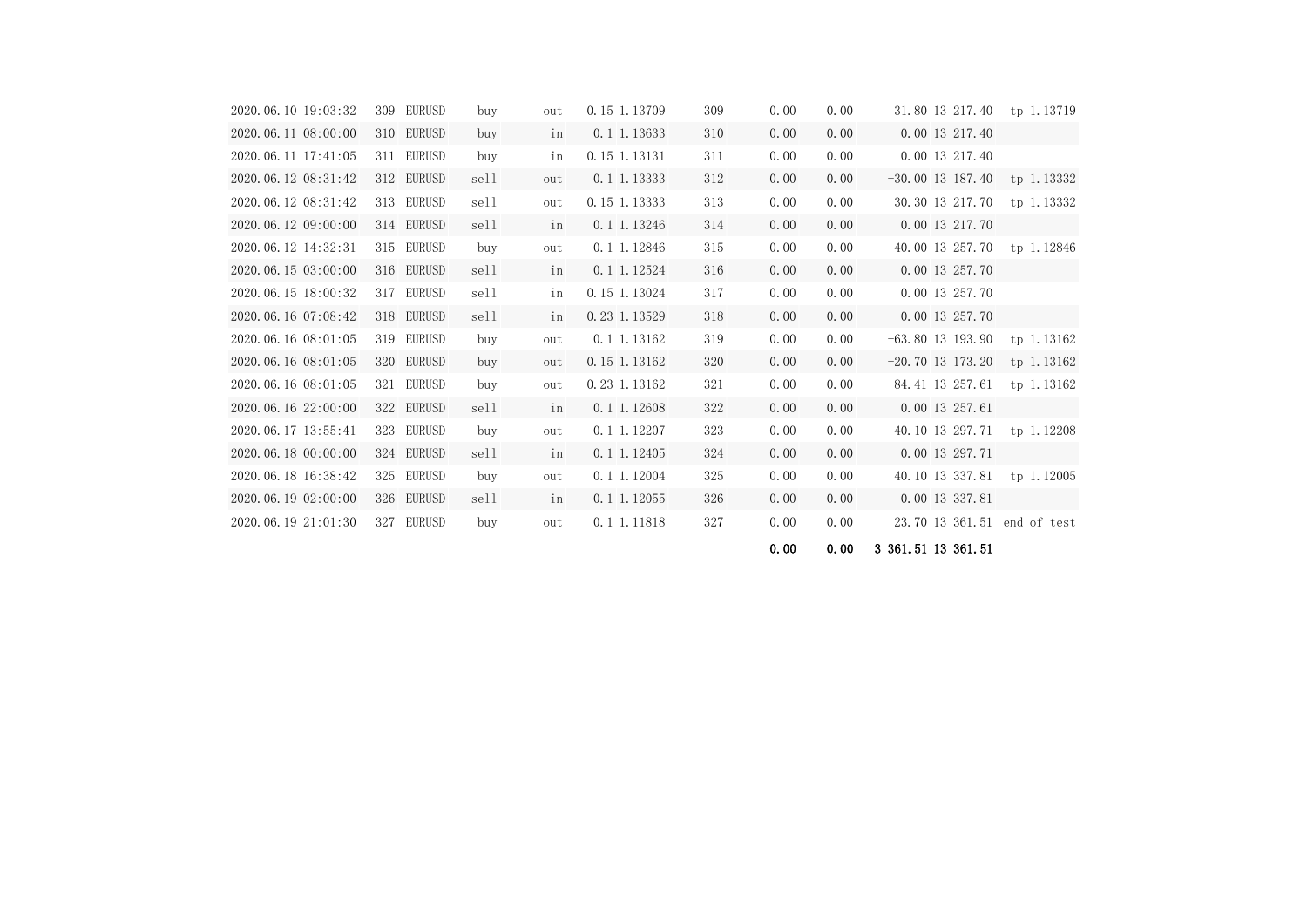| | | | | | | | | | | | | |
|---|---|---|---|---|---|---|---|---|---|---|---|---|
| 2020.06.10 19:03:32 | 309 | EURUSD | buy | out | 0.15 | 1.13709 | 309 | 0.00 | 0.00 | 31.80 | 13 217.40 | tp 1.13719 |
| 2020.06.11 08:00:00 | 310 | EURUSD | buy | in | 0.1 | 1.13633 | 310 | 0.00 | 0.00 | 0.00 | 13 217.40 | |
| 2020.06.11 17:41:05 | 311 | EURUSD | buy | in | 0.15 | 1.13131 | 311 | 0.00 | 0.00 | 0.00 | 13 217.40 | |
| 2020.06.12 08:31:42 | 312 | EURUSD | sell | out | 0.1 | 1.13333 | 312 | 0.00 | 0.00 | -30.00 | 13 187.40 | tp 1.13332 |
| 2020.06.12 08:31:42 | 313 | EURUSD | sell | out | 0.15 | 1.13333 | 313 | 0.00 | 0.00 | 30.30 | 13 217.70 | tp 1.13332 |
| 2020.06.12 09:00:00 | 314 | EURUSD | sell | in | 0.1 | 1.13246 | 314 | 0.00 | 0.00 | 0.00 | 13 217.70 | |
| 2020.06.12 14:32:31 | 315 | EURUSD | buy | out | 0.1 | 1.12846 | 315 | 0.00 | 0.00 | 40.00 | 13 257.70 | tp 1.12846 |
| 2020.06.15 03:00:00 | 316 | EURUSD | sell | in | 0.1 | 1.12524 | 316 | 0.00 | 0.00 | 0.00 | 13 257.70 | |
| 2020.06.15 18:00:32 | 317 | EURUSD | sell | in | 0.15 | 1.13024 | 317 | 0.00 | 0.00 | 0.00 | 13 257.70 | |
| 2020.06.16 07:08:42 | 318 | EURUSD | sell | in | 0.23 | 1.13529 | 318 | 0.00 | 0.00 | 0.00 | 13 257.70 | |
| 2020.06.16 08:01:05 | 319 | EURUSD | buy | out | 0.1 | 1.13162 | 319 | 0.00 | 0.00 | -63.80 | 13 193.90 | tp 1.13162 |
| 2020.06.16 08:01:05 | 320 | EURUSD | buy | out | 0.15 | 1.13162 | 320 | 0.00 | 0.00 | -20.70 | 13 173.20 | tp 1.13162 |
| 2020.06.16 08:01:05 | 321 | EURUSD | buy | out | 0.23 | 1.13162 | 321 | 0.00 | 0.00 | 84.41 | 13 257.61 | tp 1.13162 |
| 2020.06.16 22:00:00 | 322 | EURUSD | sell | in | 0.1 | 1.12608 | 322 | 0.00 | 0.00 | 0.00 | 13 257.61 | |
| 2020.06.17 13:55:41 | 323 | EURUSD | buy | out | 0.1 | 1.12207 | 323 | 0.00 | 0.00 | 40.10 | 13 297.71 | tp 1.12208 |
| 2020.06.18 00:00:00 | 324 | EURUSD | sell | in | 0.1 | 1.12405 | 324 | 0.00 | 0.00 | 0.00 | 13 297.71 | |
| 2020.06.18 16:38:42 | 325 | EURUSD | buy | out | 0.1 | 1.12004 | 325 | 0.00 | 0.00 | 40.10 | 13 337.81 | tp 1.12005 |
| 2020.06.19 02:00:00 | 326 | EURUSD | sell | in | 0.1 | 1.12055 | 326 | 0.00 | 0.00 | 0.00 | 13 337.81 | |
| 2020.06.19 21:01:30 | 327 | EURUSD | buy | out | 0.1 | 1.11818 | 327 | 0.00 | 0.00 | 23.70 | 13 361.51 | end of test |
| | | | | | | | | **0.00** | **0.00** | **3 361.51** | **13 361.51** | |